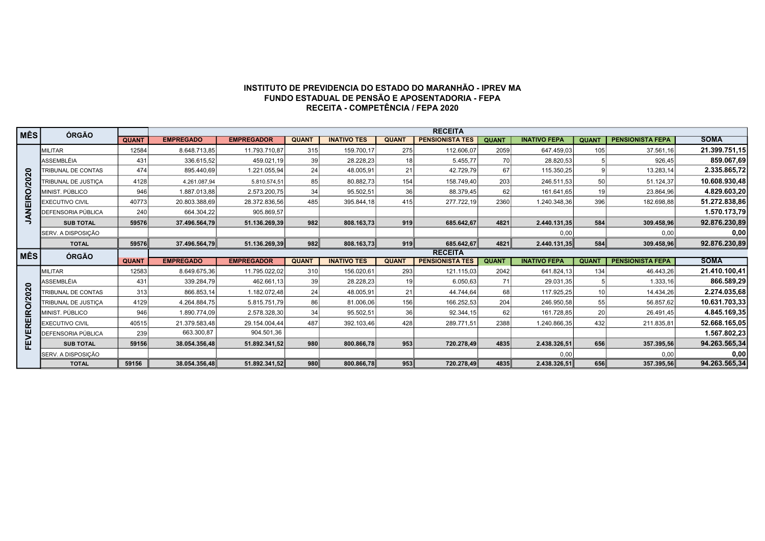**INSTITUTO DE PREVIDENCIA DO ESTADO DO MARANHÃO - IPREV MA**
**FUNDO ESTADUAL DE PENSÃO E APOSENTADORIA - FEPA**
**RECEITA - COMPETÊNCIA / FEPA 2020**

| MÊS | ÓRGÃO | | RECEITA | | | | | | | | | | |
|---|---|---|---|---|---|---|---|---|---|---|---|---|---|
| | | QUANT | EMPREGADO | EMPREGADOR | QUANT | INATIVO TES | QUANT | PENSIONISTA TES | QUANT | INATIVO FEPA | QUANT | PENSIONISTA FEPA | SOMA |
| JANEIRO/2020 | MILITAR | 12584 | 8.648.713,85 | 11.793.710,87 | 315 | 159.700,17 | 275 | 112.606,07 | 2059 | 647.459,03 | 105 | 37.561,16 | 21.399.751,15 |
| | ASSEMBLÉIA | 431 | 336.615,52 | 459.021,19 | 39 | 28.228,23 | 18 | 5.455,77 | 70 | 28.820,53 | 5 | 926,45 | 859.067,69 |
| | TRIBUNAL DE CONTAS | 474 | 895.440,69 | 1.221.055,94 | 24 | 48.005,91 | 21 | 42.729,79 | 67 | 115.350,25 | 9 | 13.283,14 | 2.335.865,72 |
| | TRIBUNAL DE JUSTIÇA | 4128 | 4.261.087,94 | 5.810.574,51 | 85 | 80.882,73 | 154 | 158.749,40 | 203 | 246.511,53 | 50 | 51.124,37 | 10.608.930,48 |
| | MINIST. PÚBLICO | 946 | 1.887.013,88 | 2.573.200,75 | 34 | 95.502,51 | 36 | 88.379,45 | 62 | 161.641,65 | 19 | 23.864,96 | 4.829.603,20 |
| | EXECUTIVO CIVIL | 40773 | 20.803.388,69 | 28.372.836,56 | 485 | 395.844,18 | 415 | 277.722,19 | 2360 | 1.240.348,36 | 396 | 182.698,88 | 51.272.838,86 |
| | DEFENSORIA PÚBLICA | 240 | 664.304,22 | 905.869,57 | | | | | | | | | 1.570.173,79 |
| | **SUB TOTAL** | **59576** | **37.496.564,79** | **51.136.269,39** | **982** | **808.163,73** | **919** | **685.642,67** | **4821** | **2.440.131,35** | **584** | **309.458,96** | **92.876.230,89** |
| | SERV. A DISPOSIÇÃO | | | | | | | | | 0,00 | | 0,00 | 0,00 |
| | **TOTAL** | **59576** | **37.496.564,79** | **51.136.269,39** | **982** | **808.163,73** | **919** | **685.642,67** | **4821** | **2.440.131,35** | **584** | **309.458,96** | **92.876.230,89** |
| **MÊS** | **ÓRGÃO** | | **RECEITA** | | | | | | | | | | |
| | | **QUANT** | **EMPREGADO** | **EMPREGADOR** | **QUANT** | **INATIVO TES** | **QUANT** | **PENSIONISTA TES** | **QUANT** | **INATIVO FEPA** | **QUANT** | **PENSIONISTA FEPA** | **SOMA** |
| FEVEREIRO/2020 | MILITAR | 12583 | 8.649.675,36 | 11.795.022,02 | 310 | 156.020,61 | 293 | 121.115,03 | 2042 | 641.824,13 | 134 | 46.443,26 | 21.410.100,41 |
| | ASSEMBLÉIA | 431 | 339.284,79 | 462.661,13 | 39 | 28.228,23 | 19 | 6.050,63 | 71 | 29.031,35 | 5 | 1.333,16 | 866.589,29 |
| | TRIBUNAL DE CONTAS | 313 | 866.853,14 | 1.182.072,48 | 24 | 48.005,91 | 21 | 44.744,64 | 68 | 117.925,25 | 10 | 14.434,26 | 2.274.035,68 |
| | TRIBUNAL DE JUSTIÇA | 4129 | 4.264.884,75 | 5.815.751,79 | 86 | 81.006,06 | 156 | 166.252,53 | 204 | 246.950,58 | 55 | 56.857,62 | 10.631.703,33 |
| | MINIST. PÚBLICO | 946 | 1.890.774,09 | 2.578.328,30 | 34 | 95.502,51 | 36 | 92.344,15 | 62 | 161.728,85 | 20 | 26.491,45 | 4.845.169,35 |
| | EXECUTIVO CIVIL | 40515 | 21.379.583,48 | 29.154.004,44 | 487 | 392.103,46 | 428 | 289.771,51 | 2388 | 1.240.866,35 | 432 | 211.835,81 | 52.668.165,05 |
| | DEFENSORIA PÚBLICA | 239 | 663.300,87 | 904.501,36 | | | | | | | | | 1.567.802,23 |
| | **SUB TOTAL** | **59156** | **38.054.356,48** | **51.892.341,52** | **980** | **800.866,78** | **953** | **720.278,49** | **4835** | **2.438.326,51** | **656** | **357.395,56** | **94.263.565,34** |
| | SERV. A DISPOSIÇÃO | | | | | | | | | 0,00 | | 0,00 | 0,00 |
| | **TOTAL** | **59156** | **38.054.356,48** | **51.892.341,52** | **980** | **800.866,78** | **953** | **720.278,49** | **4835** | **2.438.326,51** | **656** | **357.395,56** | **94.263.565,34** |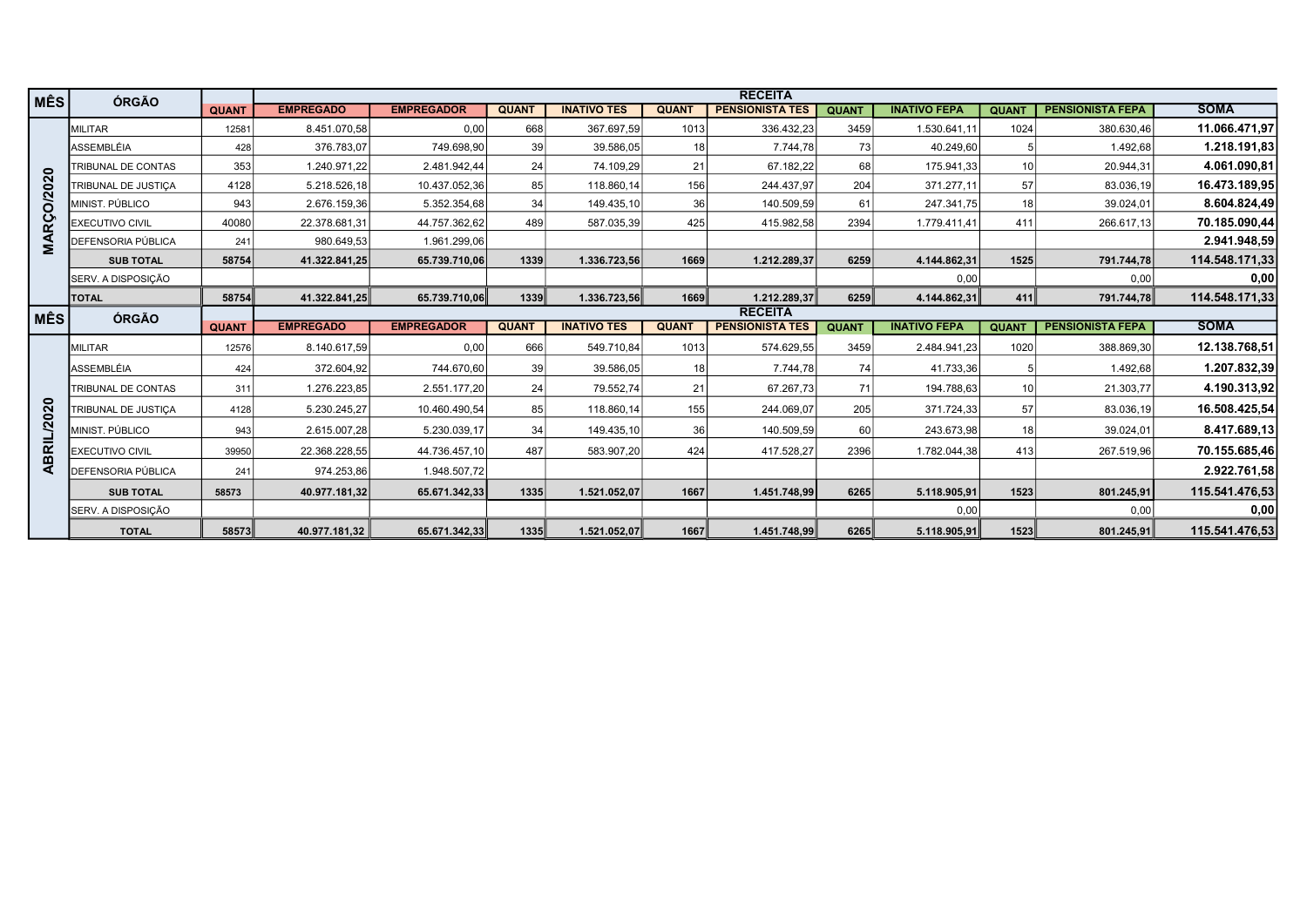| MÊS | ÓRGÃO | RECEITA | | | | | | | | | | | | |
|---|---|---|---|---|---|---|---|---|---|---|---|---|---|---|
| | | QUANT | EMPREGADO | EMPREGADOR | QUANT | INATIVO TES | QUANT | PENSIONISTA TES | QUANT | INATIVO FEPA | QUANT | PENSIONISTA FEPA | SOMA |
| MARÇO/2020 | MILITAR | 12581 | 8.451.070,58 | 0,00 | 668 | 367.697,59 | 1013 | 336.432,23 | 3459 | 1.530.641,11 | 1024 | 380.630,46 | **11.066.471,97** |
| | ASSEMBLÉIA | 428 | 376.783,07 | 749.698,90 | 39 | 39.586,05 | 18 | 7.744,78 | 73 | 40.249,60 | 5 | 1.492,68 | **1.218.191,83** |
| | TRIBUNAL DE CONTAS | 353 | 1.240.971,22 | 2.481.942,44 | 24 | 74.109,29 | 21 | 67.182,22 | 68 | 175.941,33 | 10 | 20.944,31 | **4.061.090,81** |
| | TRIBUNAL DE JUSTIÇA | 4128 | 5.218.526,18 | 10.437.052,36 | 85 | 118.860,14 | 156 | 244.437,97 | 204 | 371.277,11 | 57 | 83.036,19 | **16.473.189,95** |
| | MINIST. PÚBLICO | 943 | 2.676.159,36 | 5.352.354,68 | 34 | 149.435,10 | 36 | 140.509,59 | 61 | 247.341,75 | 18 | 39.024,01 | **8.604.824,49** |
| | EXECUTIVO CIVIL | 40080 | 22.378.681,31 | 44.757.362,62 | 489 | 587.035,39 | 425 | 415.982,58 | 2394 | 1.779.411,41 | 411 | 266.617,13 | **70.185.090,44** |
| | DEFENSORIA PÚBLICA | 241 | 980.649,53 | 1.961.299,06 | | | | | | | | | **2.941.948,59** |
| | **SUB TOTAL** | **58754** | **41.322.841,25** | **65.739.710,06** | **1339** | **1.336.723,56** | **1669** | **1.212.289,37** | **6259** | **4.144.862,31** | **1525** | **791.744,78** | **114.548.171,33** |
| | SERV. A DISPOSIÇÃO | | | | | | | | | 0,00 | | 0,00 | **0,00** |
| | **TOTAL** | **58754** | **41.322.841,25** | **65.739.710,06** | **1339** | **1.336.723,56** | **1669** | **1.212.289,37** | **6259** | **4.144.862,31** | **411** | **791.744,78** | **114.548.171,33** |
| **MÊS** | **ÓRGÃO** | **RECEITA** | | | | | | | | | | | | |
| | | **QUANT** | **EMPREGADO** | **EMPREGADOR** | **QUANT** | **INATIVO TES** | **QUANT** | **PENSIONISTA TES** | **QUANT** | **INATIVO FEPA** | **QUANT** | **PENSIONISTA FEPA** | **SOMA** |
| ABRIL/2020 | MILITAR | 12576 | 8.140.617,59 | 0,00 | 666 | 549.710,84 | 1013 | 574.629,55 | 3459 | 2.484.941,23 | 1020 | 388.869,30 | **12.138.768,51** |
| | ASSEMBLÉIA | 424 | 372.604,92 | 744.670,60 | 39 | 39.586,05 | 18 | 7.744,78 | 74 | 41.733,36 | 5 | 1.492,68 | **1.207.832,39** |
| | TRIBUNAL DE CONTAS | 311 | 1.276.223,85 | 2.551.177,20 | 24 | 79.552,74 | 21 | 67.267,73 | 71 | 194.788,63 | 10 | 21.303,77 | **4.190.313,92** |
| | TRIBUNAL DE JUSTIÇA | 4128 | 5.230.245,27 | 10.460.490,54 | 85 | 118.860,14 | 155 | 244.069,07 | 205 | 371.724,33 | 57 | 83.036,19 | **16.508.425,54** |
| | MINIST. PÚBLICO | 943 | 2.615.007,28 | 5.230.039,17 | 34 | 149.435,10 | 36 | 140.509,59 | 60 | 243.673,98 | 18 | 39.024,01 | **8.417.689,13** |
| | EXECUTIVO CIVIL | 39950 | 22.368.228,55 | 44.736.457,10 | 487 | 583.907,20 | 424 | 417.528,27 | 2396 | 1.782.044,38 | 413 | 267.519,96 | **70.155.685,46** |
| | DEFENSORIA PÚBLICA | 241 | 974.253,86 | 1.948.507,72 | | | | | | | | | **2.922.761,58** |
| | **SUB TOTAL** | **58573** | **40.977.181,32** | **65.671.342,33** | **1335** | **1.521.052,07** | **1667** | **1.451.748,99** | **6265** | **5.118.905,91** | **1523** | **801.245,91** | **115.541.476,53** |
| | SERV. A DISPOSIÇÃO | | | | | | | | | 0,00 | | 0,00 | **0,00** |
| | **TOTAL** | **58573** | **40.977.181,32** | **65.671.342,33** | **1335** | **1.521.052,07** | **1667** | **1.451.748,99** | **6265** | **5.118.905,91** | **1523** | **801.245,91** | **115.541.476,53** |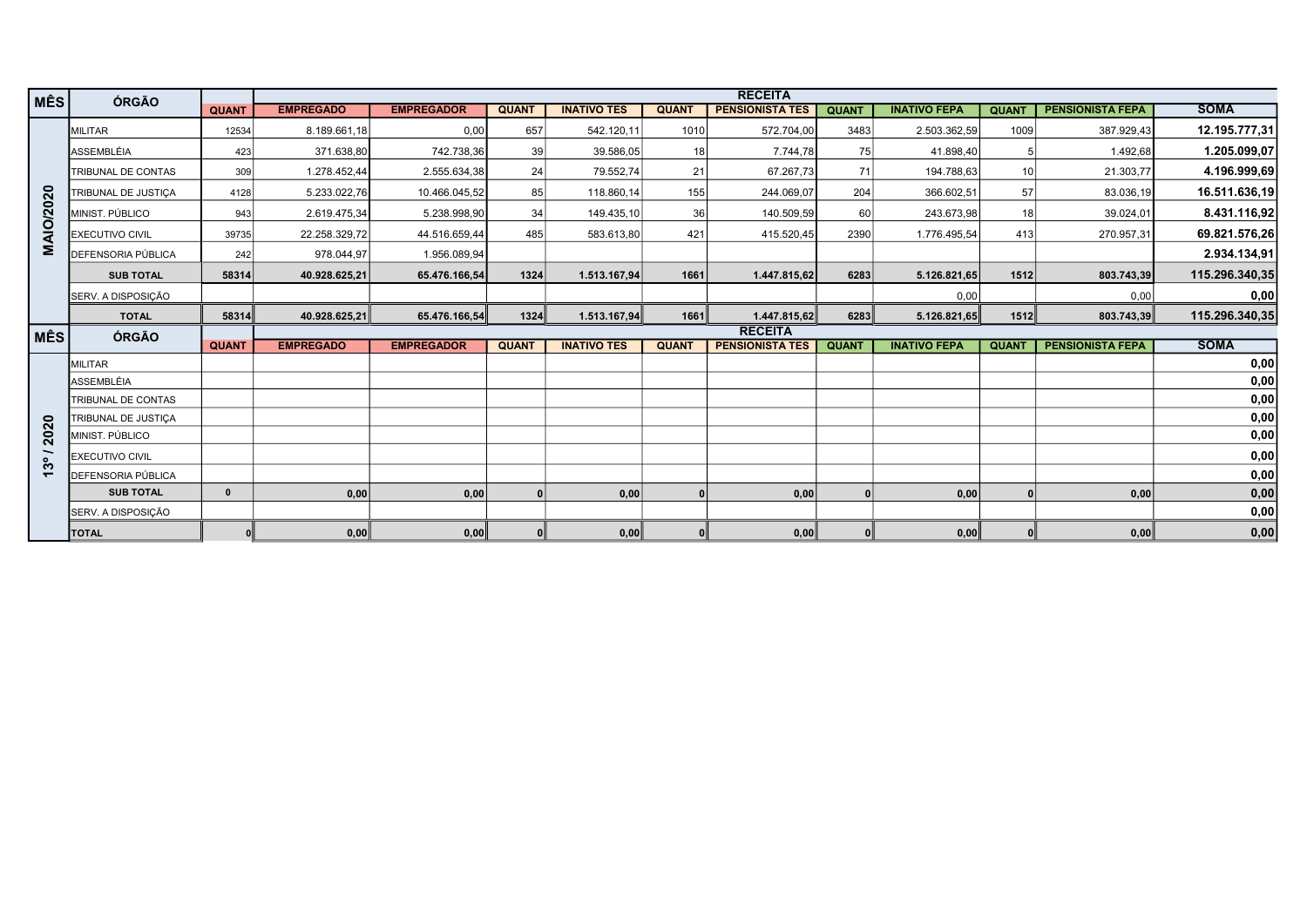| MÊS | ÓRGÃO | QUANT | RECEITA | | | | | | | | | | SOMA |
|---|---|---|---|---|---|---|---|---|---|---|---|---|---|
| | | QUANT | EMPREGADO | EMPREGADOR | QUANT | INATIVO TES | QUANT | PENSIONISTA TES | QUANT | INATIVO FEPA | QUANT | PENSIONISTA FEPA | SOMA |
| MAIO/2020 | MILITAR | 12534 | 8.189.661,18 | 0,00 | 657 | 542.120,11 | 1010 | 572.704,00 | 3483 | 2.503.362,59 | 1009 | 387.929,43 | **12.195.777,31** |
| | ASSEMBLÉIA | 423 | 371.638,80 | 742.738,36 | 39 | 39.586,05 | 18 | 7.744,78 | 75 | 41.898,40 | 5 | 1.492,68 | **1.205.099,07** |
| | TRIBUNAL DE CONTAS | 309 | 1.278.452,44 | 2.555.634,38 | 24 | 79.552,74 | 21 | 67.267,73 | 71 | 194.788,63 | 10 | 21.303,77 | **4.196.999,69** |
| | TRIBUNAL DE JUSTIÇA | 4128 | 5.233.022,76 | 10.466.045,52 | 85 | 118.860,14 | 155 | 244.069,07 | 204 | 366.602,51 | 57 | 83.036,19 | **16.511.636,19** |
| | MINIST. PÚBLICO | 943 | 2.619.475,34 | 5.238.998,90 | 34 | 149.435,10 | 36 | 140.509,59 | 60 | 243.673,98 | 18 | 39.024,01 | **8.431.116,92** |
| | EXECUTIVO CIVIL | 39735 | 22.258.329,72 | 44.516.659,44 | 485 | 583.613,80 | 421 | 415.520,45 | 2390 | 1.776.495,54 | 413 | 270.957,31 | **69.821.576,26** |
| | DEFENSORIA PÚBLICA | 242 | 978.044,97 | 1.956.089,94 | | | | | | | | | **2.934.134,91** |
| | **SUB TOTAL** | **58314** | **40.928.625,21** | **65.476.166,54** | **1324** | **1.513.167,94** | **1661** | **1.447.815,62** | **6283** | **5.126.821,65** | **1512** | **803.743,39** | **115.296.340,35** |
| | SERV. A DISPOSIÇÃO | | | | | | | | | 0,00 | | 0,00 | **0,00** |
| | **TOTAL** | **58314** | **40.928.625,21** | **65.476.166,54** | **1324** | **1.513.167,94** | **1661** | **1.447.815,62** | **6283** | **5.126.821,65** | **1512** | **803.743,39** | **115.296.340,35** |

| MÊS | ÓRGÃO | QUANT | RECEITA | | | | | | | | | | SOMA |
|---|---|---|---|---|---|---|---|---|---|---|---|---|---|
| | | QUANT | EMPREGADO | EMPREGADOR | QUANT | INATIVO TES | QUANT | PENSIONISTA TES | QUANT | INATIVO FEPA | QUANT | PENSIONISTA FEPA | SOMA |
| 13º / 2020 | MILITAR | | | | | | | | | | | | **0,00** |
| | ASSEMBLÉIA | | | | | | | | | | | | **0,00** |
| | TRIBUNAL DE CONTAS | | | | | | | | | | | | **0,00** |
| | TRIBUNAL DE JUSTIÇA | | | | | | | | | | | | **0,00** |
| | MINIST. PÚBLICO | | | | | | | | | | | | **0,00** |
| | EXECUTIVO CIVIL | | | | | | | | | | | | **0,00** |
| | DEFENSORIA PÚBLICA | | | | | | | | | | | | **0,00** |
| | **SUB TOTAL** | **0** | **0,00** | **0,00** | **0** | **0,00** | **0** | **0,00** | **0** | **0,00** | **0** | **0,00** | **0,00** |
| | SERV. A DISPOSIÇÃO | | | | | | | | | | | | **0,00** |
| | **TOTAL** | **0** | **0,00** | **0,00** | **0** | **0,00** | **0** | **0,00** | **0** | **0,00** | **0** | **0,00** | **0,00** |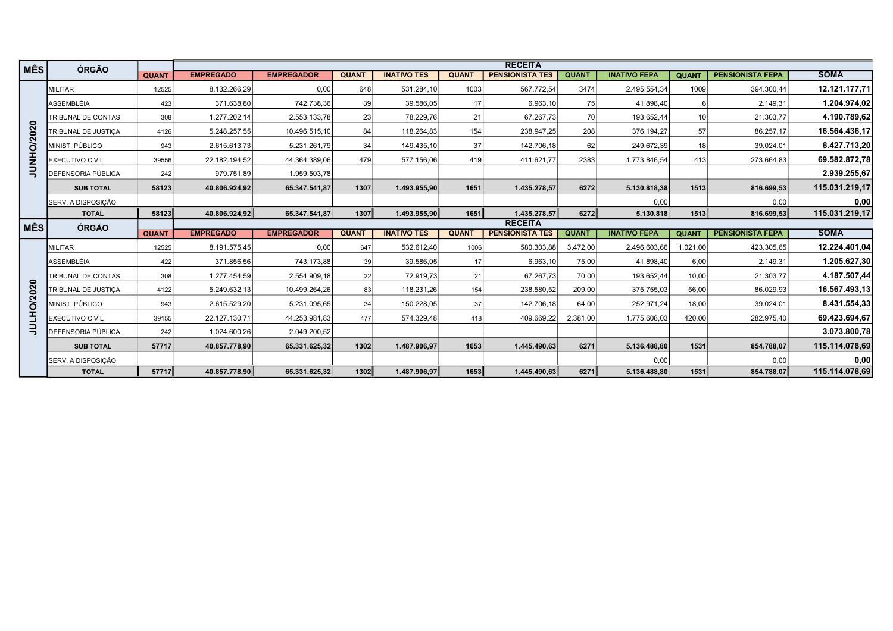| MÊS | ÓRGÃO | | RECEITA | | | | | | | | | | |
|---|---|---|---|---|---|---|---|---|---|---|---|---|---|
| | | QUANT | EMPREGADO | EMPREGADOR | QUANT | INATIVO TES | QUANT | PENSIONISTA TES | QUANT | INATIVO FEPA | QUANT | PENSIONISTA FEPA | SOMA |
| JUNHO/2020 | MILITAR | 12525 | 8.132.266,29 | 0,00 | 648 | 531.284,10 | 1003 | 567.772,54 | 3474 | 2.495.554,34 | 1009 | 394.300,44 | **12.121.177,71** |
| | ASSEMBLÉIA | 423 | 371.638,80 | 742.738,36 | 39 | 39.586,05 | 17 | 6.963,10 | 75 | 41.898,40 | 6 | 2.149,31 | **1.204.974,02** |
| | TRIBUNAL DE CONTAS | 308 | 1.277.202,14 | 2.553.133,78 | 23 | 78.229,76 | 21 | 67.267,73 | 70 | 193.652,44 | 10 | 21.303,77 | **4.190.789,62** |
| | TRIBUNAL DE JUSTIÇA | 4126 | 5.248.257,55 | 10.496.515,10 | 84 | 118.264,83 | 154 | 238.947,25 | 208 | 376.194,27 | 57 | 86.257,17 | **16.564.436,17** |
| | MINIST. PÚBLICO | 943 | 2.615.613,73 | 5.231.261,79 | 34 | 149.435,10 | 37 | 142.706,18 | 62 | 249.672,39 | 18 | 39.024,01 | **8.427.713,20** |
| | EXECUTIVO CIVIL | 39556 | 22.182.194,52 | 44.364.389,06 | 479 | 577.156,06 | 419 | 411.621,77 | 2383 | 1.773.846,54 | 413 | 273.664,83 | **69.582.872,78** |
| | DEFENSORIA PÚBLICA | 242 | 979.751,89 | 1.959.503,78 | | | | | | | | | **2.939.255,67** |
| | **SUB TOTAL** | **58123** | **40.806.924,92** | **65.347.541,87** | **1307** | **1.493.955,90** | **1651** | **1.435.278,57** | **6272** | **5.130.818,38** | **1513** | **816.699,53** | **115.031.219,17** |
| | SERV. A DISPOSIÇÃO | | | | | | | | | 0,00 | | 0,00 | **0,00** |
| | **TOTAL** | **58123** | **40.806.924,92** | **65.347.541,87** | **1307** | **1.493.955,90** | **1651** | **1.435.278,57** | **6272** | **5.130.818** | **1513** | **816.699,53** | **115.031.219,17** |
| **MÊS** | **ÓRGÃO** | | **RECEITA** | | | | | | | | | | |
| | | **QUANT** | **EMPREGADO** | **EMPREGADOR** | **QUANT** | **INATIVO TES** | **QUANT** | **PENSIONISTA TES** | **QUANT** | **INATIVO FEPA** | **QUANT** | **PENSIONISTA FEPA** | **SOMA** |
| JULHO/2020 | MILITAR | 12525 | 8.191.575,45 | 0,00 | 647 | 532.612,40 | 1006 | 580.303,88 | 3.472,00 | 2.496.603,66 | 1.021,00 | 423.305,65 | **12.224.401,04** |
| | ASSEMBLÉIA | 422 | 371.856,56 | 743.173,88 | 39 | 39.586,05 | 17 | 6.963,10 | 75,00 | 41.898,40 | 6,00 | 2.149,31 | **1.205.627,30** |
| | TRIBUNAL DE CONTAS | 308 | 1.277.454,59 | 2.554.909,18 | 22 | 72.919,73 | 21 | 67.267,73 | 70,00 | 193.652,44 | 10,00 | 21.303,77 | **4.187.507,44** |
| | TRIBUNAL DE JUSTIÇA | 4122 | 5.249.632,13 | 10.499.264,26 | 83 | 118.231,26 | 154 | 238.580,52 | 209,00 | 375.755,03 | 56,00 | 86.029,93 | **16.567.493,13** |
| | MINIST. PÚBLICO | 943 | 2.615.529,20 | 5.231.095,65 | 34 | 150.228,05 | 37 | 142.706,18 | 64,00 | 252.971,24 | 18,00 | 39.024,01 | **8.431.554,33** |
| | EXECUTIVO CIVIL | 39155 | 22.127.130,71 | 44.253.981,83 | 477 | 574.329,48 | 418 | 409.669,22 | 2.381,00 | 1.775.608,03 | 420,00 | 282.975,40 | **69.423.694,67** |
| | DEFENSORIA PÚBLICA | 242 | 1.024.600,26 | 2.049.200,52 | | | | | | | | | **3.073.800,78** |
| | **SUB TOTAL** | **57717** | **40.857.778,90** | **65.331.625,32** | **1302** | **1.487.906,97** | **1653** | **1.445.490,63** | **6271** | **5.136.488,80** | **1531** | **854.788,07** | **115.114.078,69** |
| | SERV. A DISPOSIÇÃO | | | | | | | | | 0,00 | | 0,00 | **0,00** |
| | **TOTAL** | **57717** | **40.857.778,90** | **65.331.625,32** | **1302** | **1.487.906,97** | **1653** | **1.445.490,63** | **6271** | **5.136.488,80** | **1531** | **854.788,07** | **115.114.078,69** |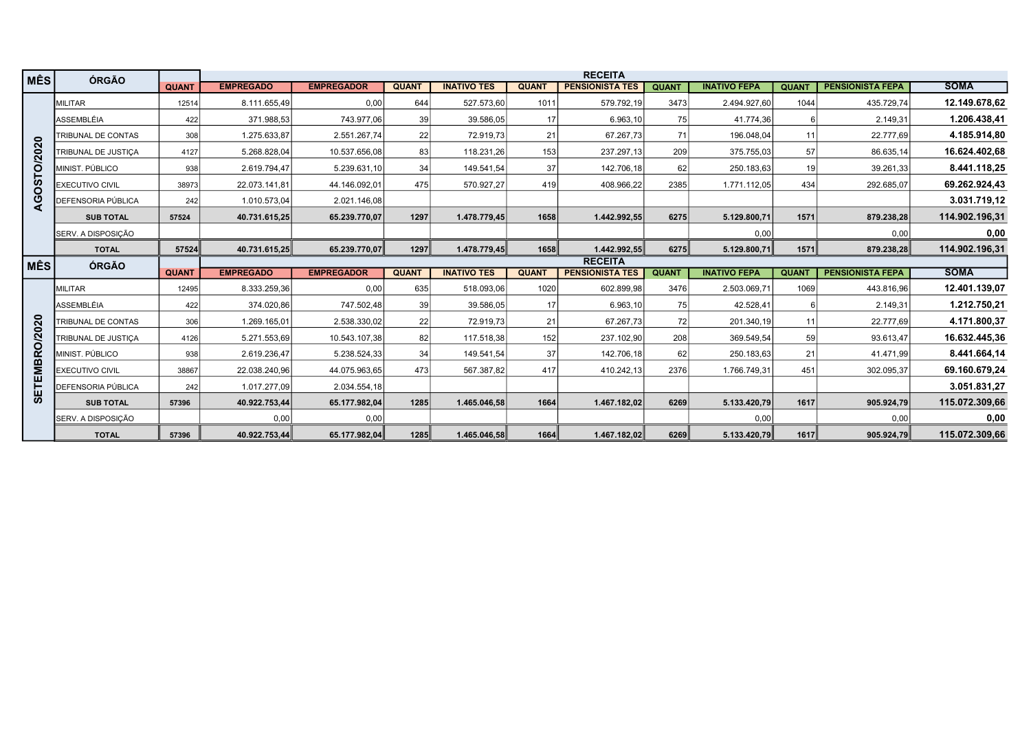| MÊS | ÓRGÃO | QUANT | RECEITA | | | | | | | | | | |
|---|---|---|---|---|---|---|---|---|---|---|---|---|---|
| | | | EMPREGADO | EMPREGADOR | QUANT | INATIVO TES | QUANT | PENSIONISTA TES | QUANT | INATIVO FEPA | QUANT | PENSIONISTA FEPA | SOMA |
| AGOSTO/2020 | MILITAR | 12514 | 8.111.655,49 | 0,00 | 644 | 527.573,60 | 1011 | 579.792,19 | 3473 | 2.494.927,60 | 1044 | 435.729,74 | 12.149.678,62 |
| | ASSEMBLÉIA | 422 | 371.988,53 | 743.977,06 | 39 | 39.586,05 | 17 | 6.963,10 | 75 | 41.774,36 | 6 | 2.149,31 | 1.206.438,41 |
| | TRIBUNAL DE CONTAS | 308 | 1.275.633,87 | 2.551.267,74 | 22 | 72.919,73 | 21 | 67.267,73 | 71 | 196.048,04 | 11 | 22.777,69 | 4.185.914,80 |
| | TRIBUNAL DE JUSTIÇA | 4127 | 5.268.828,04 | 10.537.656,08 | 83 | 118.231,26 | 153 | 237.297,13 | 209 | 375.755,03 | 57 | 86.635,14 | 16.624.402,68 |
| | MINIST. PÚBLICO | 938 | 2.619.794,47 | 5.239.631,10 | 34 | 149.541,54 | 37 | 142.706,18 | 62 | 250.183,63 | 19 | 39.261,33 | 8.441.118,25 |
| | EXECUTIVO CIVIL | 38973 | 22.073.141,81 | 44.146.092,01 | 475 | 570.927,27 | 419 | 408.966,22 | 2385 | 1.771.112,05 | 434 | 292.685,07 | 69.262.924,43 |
| | DEFENSORIA PÚBLICA | 242 | 1.010.573,04 | 2.021.146,08 | | | | | | | | | 3.031.719,12 |
| | **SUB TOTAL** | **57524** | **40.731.615,25** | **65.239.770,07** | **1297** | **1.478.779,45** | **1658** | **1.442.992,55** | **6275** | **5.129.800,71** | **1571** | **879.238,28** | **114.902.196,31** |
| | SERV. A DISPOSIÇÃO | | | | | | | | | 0,00 | | 0,00 | 0,00 |
| | **TOTAL** | **57524** | **40.731.615,25** | **65.239.770,07** | **1297** | **1.478.779,45** | **1658** | **1.442.992,55** | **6275** | **5.129.800,71** | **1571** | **879.238,28** | **114.902.196,31** |
| MÊS | ÓRGÃO | QUANT | EMPREGADO | EMPREGADOR | QUANT | INATIVO TES | QUANT | PENSIONISTA TES | QUANT | INATIVO FEPA | QUANT | PENSIONISTA FEPA | SOMA |
| SETEMBRO/2020 | MILITAR | 12495 | 8.333.259,36 | 0,00 | 635 | 518.093,06 | 1020 | 602.899,98 | 3476 | 2.503.069,71 | 1069 | 443.816,96 | 12.401.139,07 |
| | ASSEMBLÉIA | 422 | 374.020,86 | 747.502,48 | 39 | 39.586,05 | 17 | 6.963,10 | 75 | 42.528,41 | 6 | 2.149,31 | 1.212.750,21 |
| | TRIBUNAL DE CONTAS | 306 | 1.269.165,01 | 2.538.330,02 | 22 | 72.919,73 | 21 | 67.267,73 | 72 | 201.340,19 | 11 | 22.777,69 | 4.171.800,37 |
| | TRIBUNAL DE JUSTIÇA | 4126 | 5.271.553,69 | 10.543.107,38 | 82 | 117.518,38 | 152 | 237.102,90 | 208 | 369.549,54 | 59 | 93.613,47 | 16.632.445,36 |
| | MINIST. PÚBLICO | 938 | 2.619.236,47 | 5.238.524,33 | 34 | 149.541,54 | 37 | 142.706,18 | 62 | 250.183,63 | 21 | 41.471,99 | 8.441.664,14 |
| | EXECUTIVO CIVIL | 38867 | 22.038.240,96 | 44.075.963,65 | 473 | 567.387,82 | 417 | 410.242,13 | 2376 | 1.766.749,31 | 451 | 302.095,37 | 69.160.679,24 |
| | DEFENSORIA PÚBLICA | 242 | 1.017.277,09 | 2.034.554,18 | | | | | | | | | 3.051.831,27 |
| | **SUB TOTAL** | **57396** | **40.922.753,44** | **65.177.982,04** | **1285** | **1.465.046,58** | **1664** | **1.467.182,02** | **6269** | **5.133.420,79** | **1617** | **905.924,79** | **115.072.309,66** |
| | SERV. A DISPOSIÇÃO | | 0,00 | 0,00 | | | | | | 0,00 | | 0,00 | 0,00 |
| | **TOTAL** | **57396** | **40.922.753,44** | **65.177.982,04** | **1285** | **1.465.046,58** | **1664** | **1.467.182,02** | **6269** | **5.133.420,79** | **1617** | **905.924,79** | **115.072.309,66** |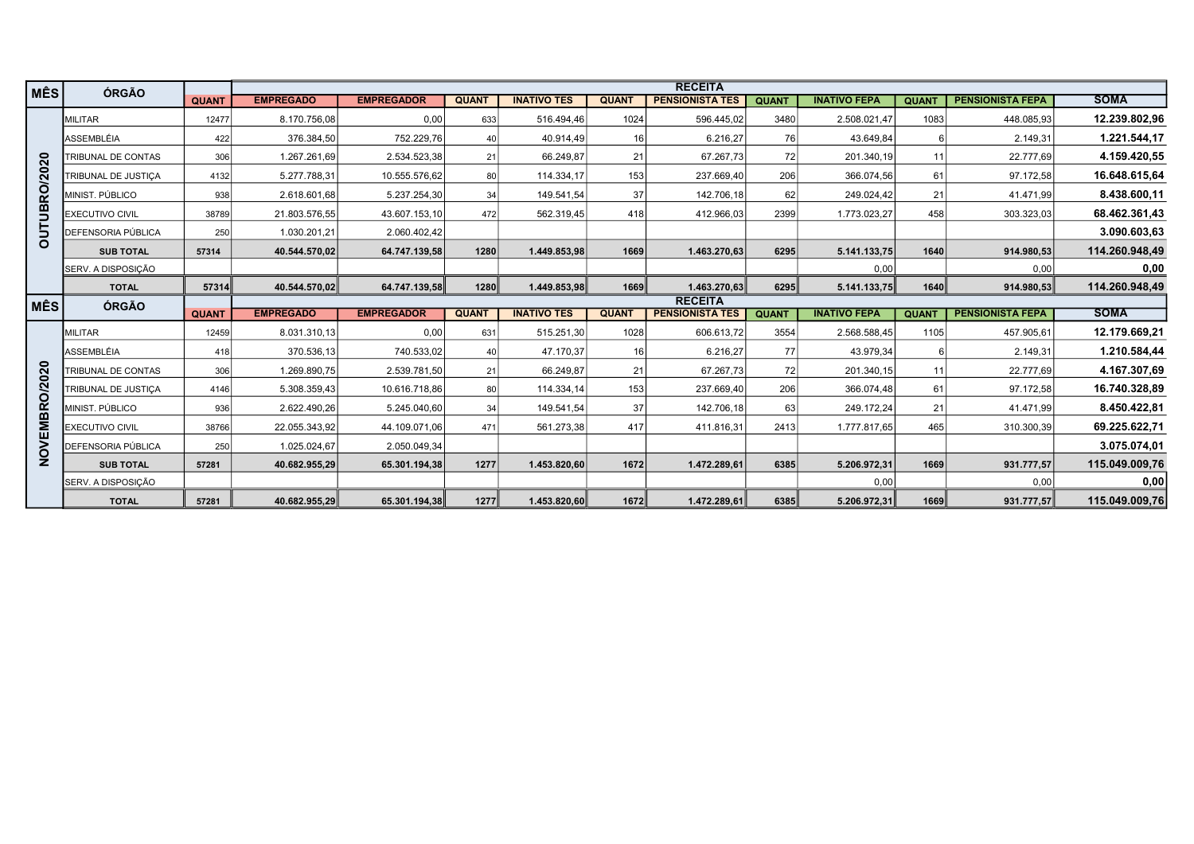| MÊS | ÓRGÃO | QUANT | RECEITA | | | | | | | | | |
|---|---|---|---|---|---|---|---|---|---|---|---|---|
| | | | EMPREGADO | EMPREGADOR | QUANT | INATIVO TES | QUANT | PENSIONISTA TES | QUANT | INATIVO FEPA | QUANT | PENSIONISTA FEPA | SOMA |
| OUTUBRO/2020 | MILITAR | 12477 | 8.170.756,08 | 0,00 | 633 | 516.494,46 | 1024 | 596.445,02 | 3480 | 2.508.021,47 | 1083 | 448.085,93 | **12.239.802,96** |
| | ASSEMBLÉIA | 422 | 376.384,50 | 752.229,76 | 40 | 40.914,49 | 16 | 6.216,27 | 76 | 43.649,84 | 6 | 2.149,31 | **1.221.544,17** |
| | TRIBUNAL DE CONTAS | 306 | 1.267.261,69 | 2.534.523,38 | 21 | 66.249,87 | 21 | 67.267,73 | 72 | 201.340,19 | 11 | 22.777,69 | **4.159.420,55** |
| | TRIBUNAL DE JUSTIÇA | 4132 | 5.277.788,31 | 10.555.576,62 | 80 | 114.334,17 | 153 | 237.669,40 | 206 | 366.074,56 | 61 | 97.172,58 | **16.648.615,64** |
| | MINIST. PÚBLICO | 938 | 2.618.601,68 | 5.237.254,30 | 34 | 149.541,54 | 37 | 142.706,18 | 62 | 249.024,42 | 21 | 41.471,99 | **8.438.600,11** |
| | EXECUTIVO CIVIL | 38789 | 21.803.576,55 | 43.607.153,10 | 472 | 562.319,45 | 418 | 412.966,03 | 2399 | 1.773.023,27 | 458 | 303.323,03 | **68.462.361,43** |
| | DEFENSORIA PÚBLICA | 250 | 1.030.201,21 | 2.060.402,42 | | | | | | | | | **3.090.603,63** |
| | **SUB TOTAL** | **57314** | **40.544.570,02** | **64.747.139,58** | **1280** | **1.449.853,98** | **1669** | **1.463.270,63** | **6295** | **5.141.133,75** | **1640** | **914.980,53** | **114.260.948,49** |
| | SERV. A DISPOSIÇÃO | | | | | | | | | 0,00 | | 0,00 | **0,00** |
| | **TOTAL** | **57314** | **40.544.570,02** | **64.747.139,58** | **1280** | **1.449.853,98** | **1669** | **1.463.270,63** | **6295** | **5.141.133,75** | **1640** | **914.980,53** | **114.260.948,49** |
| **MÊS** | **ÓRGÃO** | **QUANT** | **EMPREGADO** | **EMPREGADOR** | **QUANT** | **INATIVO TES** | **QUANT** | **PENSIONISTA TES** | **QUANT** | **INATIVO FEPA** | **QUANT** | **PENSIONISTA FEPA** | **SOMA** |
| NOVEMBRO/2020 | MILITAR | 12459 | 8.031.310,13 | 0,00 | 631 | 515.251,30 | 1028 | 606.613,72 | 3554 | 2.568.588,45 | 1105 | 457.905,61 | **12.179.669,21** |
| | ASSEMBLÉIA | 418 | 370.536,13 | 740.533,02 | 40 | 47.170,37 | 16 | 6.216,27 | 77 | 43.979,34 | 6 | 2.149,31 | **1.210.584,44** |
| | TRIBUNAL DE CONTAS | 306 | 1.269.890,75 | 2.539.781,50 | 21 | 66.249,87 | 21 | 67.267,73 | 72 | 201.340,15 | 11 | 22.777,69 | **4.167.307,69** |
| | TRIBUNAL DE JUSTIÇA | 4146 | 5.308.359,43 | 10.616.718,86 | 80 | 114.334,14 | 153 | 237.669,40 | 206 | 366.074,48 | 61 | 97.172,58 | **16.740.328,89** |
| | MINIST. PÚBLICO | 936 | 2.622.490,26 | 5.245.040,60 | 34 | 149.541,54 | 37 | 142.706,18 | 63 | 249.172,24 | 21 | 41.471,99 | **8.450.422,81** |
| | EXECUTIVO CIVIL | 38766 | 22.055.343,92 | 44.109.071,06 | 471 | 561.273,38 | 417 | 411.816,31 | 2413 | 1.777.817,65 | 465 | 310.300,39 | **69.225.622,71** |
| | DEFENSORIA PÚBLICA | 250 | 1.025.024,67 | 2.050.049,34 | | | | | | | | | **3.075.074,01** |
| | **SUB TOTAL** | **57281** | **40.682.955,29** | **65.301.194,38** | **1277** | **1.453.820,60** | **1672** | **1.472.289,61** | **6385** | **5.206.972,31** | **1669** | **931.777,57** | **115.049.009,76** |
| | SERV. A DISPOSIÇÃO | | | | | | | | | 0,00 | | 0,00 | **0,00** |
| | **TOTAL** | **57281** | **40.682.955,29** | **65.301.194,38** | **1277** | **1.453.820,60** | **1672** | **1.472.289,61** | **6385** | **5.206.972,31** | **1669** | **931.777,57** | **115.049.009,76** |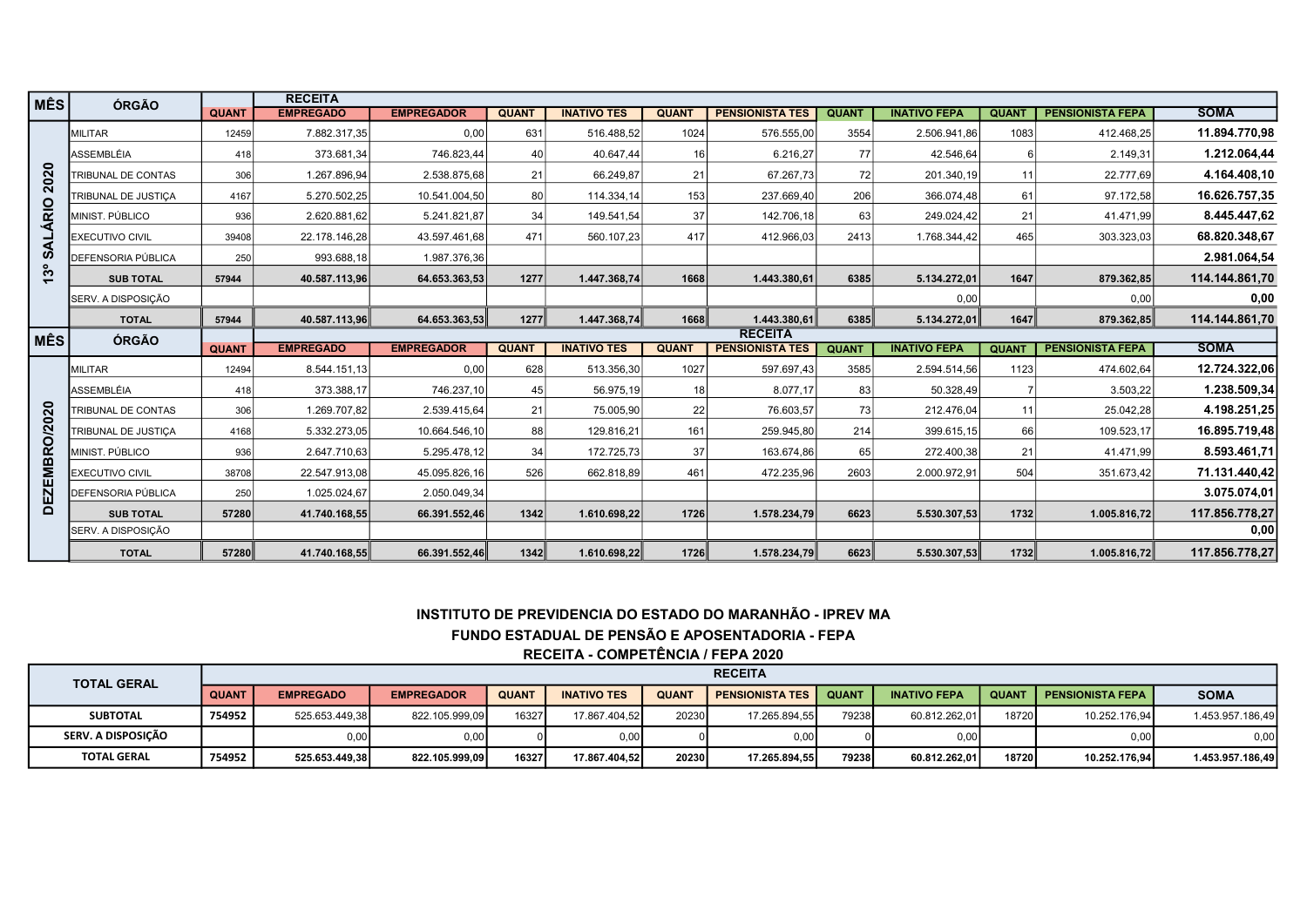| MÊS | ÓRGÃO | RECEITA | | | | | | | | | | | | |
|---|---|---|---|---|---|---|---|---|---|---|---|---|---|---|
| | | QUANT | EMPREGADO | EMPREGADOR | QUANT | INATIVO TES | QUANT | PENSIONISTA TES | QUANT | INATIVO FEPA | QUANT | PENSIONISTA FEPA | SOMA |
| 13º SALÁRIO 2020 | MILITAR | 12459 | 7.882.317,35 | 0,00 | 631 | 516.488,52 | 1024 | 576.555,00 | 3554 | 2.506.941,86 | 1083 | 412.468,25 | 11.894.770,98 |
| | ASSEMBLÉIA | 418 | 373.681,34 | 746.823,44 | 40 | 40.647,44 | 16 | 6.216,27 | 77 | 42.546,64 | 6 | 2.149,31 | 1.212.064,44 |
| | TRIBUNAL DE CONTAS | 306 | 1.267.896,94 | 2.538.875,68 | 21 | 66.249,87 | 21 | 67.267,73 | 72 | 201.340,19 | 11 | 22.777,69 | 4.164.408,10 |
| | TRIBUNAL DE JUSTIÇA | 4167 | 5.270.502,25 | 10.541.004,50 | 80 | 114.334,14 | 153 | 237.669,40 | 206 | 366.074,48 | 61 | 97.172,58 | 16.626.757,35 |
| | MINIST. PÚBLICO | 936 | 2.620.881,62 | 5.241.821,87 | 34 | 149.541,54 | 37 | 142.706,18 | 63 | 249.024,42 | 21 | 41.471,99 | 8.445.447,62 |
| | EXECUTIVO CIVIL | 39408 | 22.178.146,28 | 43.597.461,68 | 471 | 560.107,23 | 417 | 412.966,03 | 2413 | 1.768.344,42 | 465 | 303.323,03 | 68.820.348,67 |
| | DEFENSORIA PÚBLICA | 250 | 993.688,18 | 1.987.376,36 | | | | | | | | | 2.981.064,54 |
| | SUB TOTAL | 57944 | 40.587.113,96 | 64.653.363,53 | 1277 | 1.447.368,74 | 1668 | 1.443.380,61 | 6385 | 5.134.272,01 | 1647 | 879.362,85 | 114.144.861,70 |
| | SERV. A DISPOSIÇÃO | | | | | | | | | 0,00 | | 0,00 | 0,00 |
| | TOTAL | 57944 | 40.587.113,96 | 64.653.363,53 | 1277 | 1.447.368,74 | 1668 | 1.443.380,61 | 6385 | 5.134.272,01 | 1647 | 879.362,85 | 114.144.861,70 |
| MÊS | ÓRGÃO | QUANT | EMPREGADO | EMPREGADOR | QUANT | INATIVO TES | QUANT | PENSIONISTA TES | QUANT | INATIVO FEPA | QUANT | PENSIONISTA FEPA | SOMA |
| DEZEMBRO/2020 | MILITAR | 12494 | 8.544.151,13 | 0,00 | 628 | 513.356,30 | 1027 | 597.697,43 | 3585 | 2.594.514,56 | 1123 | 474.602,64 | 12.724.322,06 |
| | ASSEMBLÉIA | 418 | 373.388,17 | 746.237,10 | 45 | 56.975,19 | 18 | 8.077,17 | 83 | 50.328,49 | 7 | 3.503,22 | 1.238.509,34 |
| | TRIBUNAL DE CONTAS | 306 | 1.269.707,82 | 2.539.415,64 | 21 | 75.005,90 | 22 | 76.603,57 | 73 | 212.476,04 | 11 | 25.042,28 | 4.198.251,25 |
| | TRIBUNAL DE JUSTIÇA | 4168 | 5.332.273,05 | 10.664.546,10 | 88 | 129.816,21 | 161 | 259.945,80 | 214 | 399.615,15 | 66 | 109.523,17 | 16.895.719,48 |
| | MINIST. PÚBLICO | 936 | 2.647.710,63 | 5.295.478,12 | 34 | 172.725,73 | 37 | 163.674,86 | 65 | 272.400,38 | 21 | 41.471,99 | 8.593.461,71 |
| | EXECUTIVO CIVIL | 38708 | 22.547.913,08 | 45.095.826,16 | 526 | 662.818,89 | 461 | 472.235,96 | 2603 | 2.000.972,91 | 504 | 351.673,42 | 71.131.440,42 |
| | DEFENSORIA PÚBLICA | 250 | 1.025.024,67 | 2.050.049,34 | | | | | | | | | 3.075.074,01 |
| | SUB TOTAL | 57280 | 41.740.168,55 | 66.391.552,46 | 1342 | 1.610.698,22 | 1726 | 1.578.234,79 | 6623 | 5.530.307,53 | 1732 | 1.005.816,72 | 117.856.778,27 |
| | SERV. A DISPOSIÇÃO | | | | | | | | | | | | 0,00 |
| | TOTAL | 57280 | 41.740.168,55 | 66.391.552,46 | 1342 | 1.610.698,22 | 1726 | 1.578.234,79 | 6623 | 5.530.307,53 | 1732 | 1.005.816,72 | 117.856.778,27 |

## INSTITUTO DE PREVIDENCIA DO ESTADO DO MARANHÃO - IPREV MA
## FUNDO ESTADUAL DE PENSÃO E APOSENTADORIA - FEPA
## RECEITA - COMPETÊNCIA / FEPA 2020

| TOTAL GERAL | RECEITA | | | | | | | | | | | |
|---|---|---|---|---|---|---|---|---|---|---|---|---|
| | QUANT | EMPREGADO | EMPREGADOR | QUANT | INATIVO TES | QUANT | PENSIONISTA TES | QUANT | INATIVO FEPA | QUANT | PENSIONISTA FEPA | SOMA |
| SUBTOTAL | 754952 | 525.653.449,38 | 822.105.999,09 | 16327 | 17.867.404,52 | 20230 | 17.265.894,55 | 79238 | 60.812.262,01 | 18720 | 10.252.176,94 | 1.453.957.186,49 |
| SERV. A DISPOSIÇÃO | | 0,00 | 0,00 | 0 | 0,00 | 0 | 0,00 | 0 | 0,00 | | 0,00 | 0,00 |
| TOTAL GERAL | 754952 | 525.653.449,38 | 822.105.999,09 | 16327 | 17.867.404,52 | 20230 | 17.265.894,55 | 79238 | 60.812.262,01 | 18720 | 10.252.176,94 | 1.453.957.186,49 |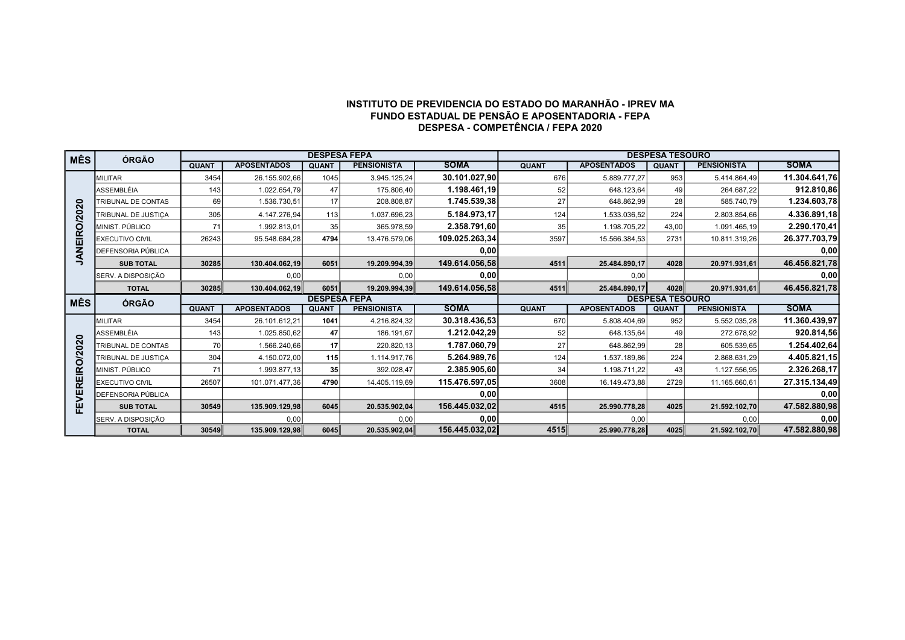**INSTITUTO DE PREVIDENCIA DO ESTADO DO MARANHÃO - IPREV MA**

**FUNDO ESTADUAL DE PENSÃO E APOSENTADORIA - FEPA**

**DESPESA - COMPETÊNCIA / FEPA 2020**

| MÊS | ÓRGÃO | DESPESA FEPA | | | | | DESPESA TESOURO | | | | |
|---|---|---|---|---|---|---|---|---|---|---|---|
| | | QUANT | APOSENTADOS | QUANT | PENSIONISTA | SOMA | QUANT | APOSENTADOS | QUANT | PENSIONISTA | SOMA |
| JANEIRO/2020 | MILITAR | 3454 | 26.155.902,66 | 1045 | 3.945.125,24 | **30.101.027,90** | 676 | 5.889.777,27 | 953 | 5.414.864,49 | **11.304.641,76** |
| | ASSEMBLÉIA | 143 | 1.022.654,79 | 47 | 175.806,40 | **1.198.461,19** | 52 | 648.123,64 | 49 | 264.687,22 | **912.810,86** |
| | TRIBUNAL DE CONTAS | 69 | 1.536.730,51 | 17 | 208.808,87 | **1.745.539,38** | 27 | 648.862,99 | 28 | 585.740,79 | **1.234.603,78** |
| | TRIBUNAL DE JUSTIÇA | 305 | 4.147.276,94 | 113 | 1.037.696,23 | **5.184.973,17** | 124 | 1.533.036,52 | 224 | 2.803.854,66 | **4.336.891,18** |
| | MINIST. PÚBLICO | 71 | 1.992.813,01 | 35 | 365.978,59 | **2.358.791,60** | 35 | 1.198.705,22 | 43,00 | 1.091.465,19 | **2.290.170,41** |
| | EXECUTIVO CIVIL | 26243 | 95.548.684,28 | 4794 | 13.476.579,06 | **109.025.263,34** | 3597 | 15.566.384,53 | 2731 | 10.811.319,26 | **26.377.703,79** |
| | DEFENSORIA PÚBLICA | | | | | **0,00** | | | | | **0,00** |
| | **SUB TOTAL** | **30285** | **130.404.062,19** | **6051** | **19.209.994,39** | **149.614.056,58** | **4511** | **25.484.890,17** | **4028** | **20.971.931,61** | **46.456.821,78** |
| | SERV. A DISPOSIÇÃO | | 0,00 | | 0,00 | **0,00** | | 0,00 | | | **0,00** |
| | **TOTAL** | **30285** | **130.404.062,19** | **6051** | **19.209.994,39** | **149.614.056,58** | **4511** | **25.484.890,17** | **4028** | **20.971.931,61** | **46.456.821,78** |
| **MÊS** | **ÓRGÃO** | **DESPESA FEPA** | | | | | **DESPESA TESOURO** | | | | |
| | | QUANT | APOSENTADOS | QUANT | PENSIONISTA | SOMA | QUANT | APOSENTADOS | QUANT | PENSIONISTA | SOMA |
| FEVEREIRO/2020 | MILITAR | 3454 | 26.101.612,21 | **1041** | 4.216.824,32 | **30.318.436,53** | 670 | 5.808.404,69 | 952 | 5.552.035,28 | **11.360.439,97** |
| | ASSEMBLÉIA | 143 | 1.025.850,62 | **47** | 186.191,67 | **1.212.042,29** | 52 | 648.135,64 | 49 | 272.678,92 | **920.814,56** |
| | TRIBUNAL DE CONTAS | 70 | 1.566.240,66 | **17** | 220.820,13 | **1.787.060,79** | 27 | 648.862,99 | 28 | 605.539,65 | **1.254.402,64** |
| | TRIBUNAL DE JUSTIÇA | 304 | 4.150.072,00 | **115** | 1.114.917,76 | **5.264.989,76** | 124 | 1.537.189,86 | 224 | 2.868.631,29 | **4.405.821,15** |
| | MINIST. PÚBLICO | 71 | 1.993.877,13 | **35** | 392.028,47 | **2.385.905,60** | 34 | 1.198.711,22 | 43 | 1.127.556,95 | **2.326.268,17** |
| | EXECUTIVO CIVIL | 26507 | 101.071.477,36 | **4790** | 14.405.119,69 | **115.476.597,05** | 3608 | 16.149.473,88 | 2729 | 11.165.660,61 | **27.315.134,49** |
| | DEFENSORIA PÚBLICA | | | | | **0,00** | | | | | **0,00** |
| | **SUB TOTAL** | **30549** | **135.909.129,98** | **6045** | **20.535.902,04** | **156.445.032,02** | **4515** | **25.990.778,28** | **4025** | **21.592.102,70** | **47.582.880,98** |
| | SERV. A DISPOSIÇÃO | | 0,00 | | 0,00 | **0,00** | | 0,00 | | 0,00 | **0,00** |
| | **TOTAL** | **30549** | **135.909.129,98** | **6045** | **20.535.902,04** | **156.445.032,02** | **4515** | **25.990.778,28** | **4025** | **21.592.102,70** | **47.582.880,98** |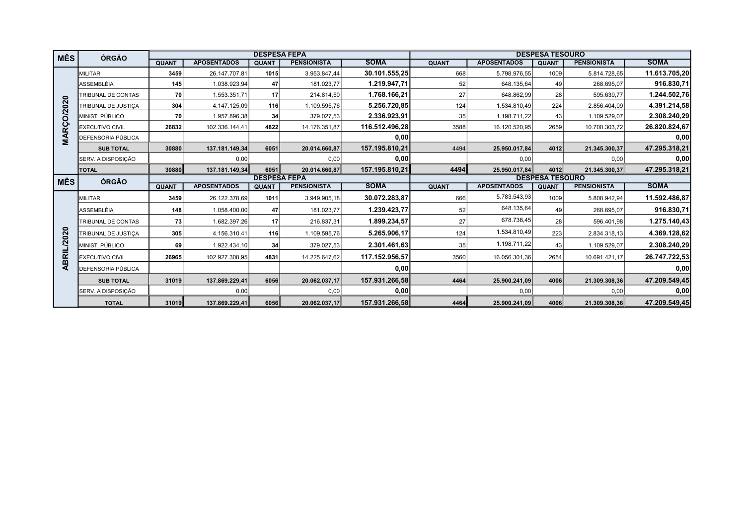| MÊS | ÓRGÃO | DESPESA FEPA | | | | | DESPESA TESOURO | | | | |
|---|---|---|---|---|---|---|---|---|---|---|---|
| | | QUANT | APOSENTADOS | QUANT | PENSIONISTA | SOMA | QUANT | APOSENTADOS | QUANT | PENSIONISTA | SOMA |
| MARÇO/2020 | MILITAR | 3459 | 26.147.707,81 | 1015 | 3.953.847,44 | 30.101.555,25 | 668 | 5.798.976,55 | 1009 | 5.814.728,65 | 11.613.705,20 |
| | ASSEMBLÉIA | 145 | 1.038.923,94 | 47 | 181.023,77 | 1.219.947,71 | 52 | 648.135,64 | 49 | 268.695,07 | 916.830,71 |
| | TRIBUNAL DE CONTAS | 70 | 1.553.351,71 | 17 | 214.814,50 | 1.768.166,21 | 27 | 648.862,99 | 28 | 595.639,77 | 1.244.502,76 |
| | TRIBUNAL DE JUSTIÇA | 304 | 4.147.125,09 | 116 | 1.109.595,76 | 5.256.720,85 | 124 | 1.534.810,49 | 224 | 2.856.404,09 | 4.391.214,58 |
| | MINIST. PÚBLICO | 70 | 1.957.896,38 | 34 | 379.027,53 | 2.336.923,91 | 35 | 1.198.711,22 | 43 | 1.109.529,07 | 2.308.240,29 |
| | EXECUTIVO CIVIL | 26832 | 102.336.144,41 | 4822 | 14.176.351,87 | 116.512.496,28 | 3588 | 16.120.520,95 | 2659 | 10.700.303,72 | 26.820.824,67 |
| | DEFENSORIA PÚBLICA | | | | | 0,00 | | | | | 0,00 |
| | SUB TOTAL | 30880 | 137.181.149,34 | 6051 | 20.014.660,87 | 157.195.810,21 | 4494 | 25.950.017,84 | 4012 | 21.345.300,37 | 47.295.318,21 |
| | SERV. A DISPOSIÇÃO | | 0,00 | | 0,00 | 0,00 | | 0,00 | | 0,00 | 0,00 |
| | TOTAL | 30880 | 137.181.149,34 | 6051 | 20.014.660,87 | 157.195.810,21 | 4494 | 25.950.017,84 | 4012 | 21.345.300,37 | 47.295.318,21 |
| MÊS | ÓRGÃO | DESPESA FEPA | | | | | DESPESA TESOURO | | | | |
| | | QUANT | APOSENTADOS | QUANT | PENSIONISTA | SOMA | QUANT | APOSENTADOS | QUANT | PENSIONISTA | SOMA |
| ABRIL/2020 | MILITAR | 3459 | 26.122.378,69 | 1011 | 3.949.905,18 | 30.072.283,87 | 666 | 5.783.543,93 | 1009 | 5.808.942,94 | 11.592.486,87 |
| | ASSEMBLÉIA | 148 | 1.058.400,00 | 47 | 181.023,77 | 1.239.423,77 | 52 | 648.135,64 | 49 | 268.695,07 | 916.830,71 |
| | TRIBUNAL DE CONTAS | 73 | 1.682.397,26 | 17 | 216.837,31 | 1.899.234,57 | 27 | 678.738,45 | 28 | 596.401,98 | 1.275.140,43 |
| | TRIBUNAL DE JUSTIÇA | 305 | 4.156.310,41 | 116 | 1.109.595,76 | 5.265.906,17 | 124 | 1.534.810,49 | 223 | 2.834.318,13 | 4.369.128,62 |
| | MINIST. PÚBLICO | 69 | 1.922.434,10 | 34 | 379.027,53 | 2.301.461,63 | 35 | 1.198.711,22 | 43 | 1.109.529,07 | 2.308.240,29 |
| | EXECUTIVO CIVIL | 26965 | 102.927.308,95 | 4831 | 14.225.647,62 | 117.152.956,57 | 3560 | 16.056.301,36 | 2654 | 10.691.421,17 | 26.747.722,53 |
| | DEFENSORIA PÚBLICA | | | | | 0,00 | | | | | 0,00 |
| | SUB TOTAL | 31019 | 137.869.229,41 | 6056 | 20.062.037,17 | 157.931.266,58 | 4464 | 25.900.241,09 | 4006 | 21.309.308,36 | 47.209.549,45 |
| | SERV. A DISPOSIÇÃO | | 0,00 | | 0,00 | 0,00 | | 0,00 | | 0,00 | 0,00 |
| | TOTAL | 31019 | 137.869.229,41 | 6056 | 20.062.037,17 | 157.931.266,58 | 4464 | 25.900.241,09 | 4006 | 21.309.308,36 | 47.209.549,45 |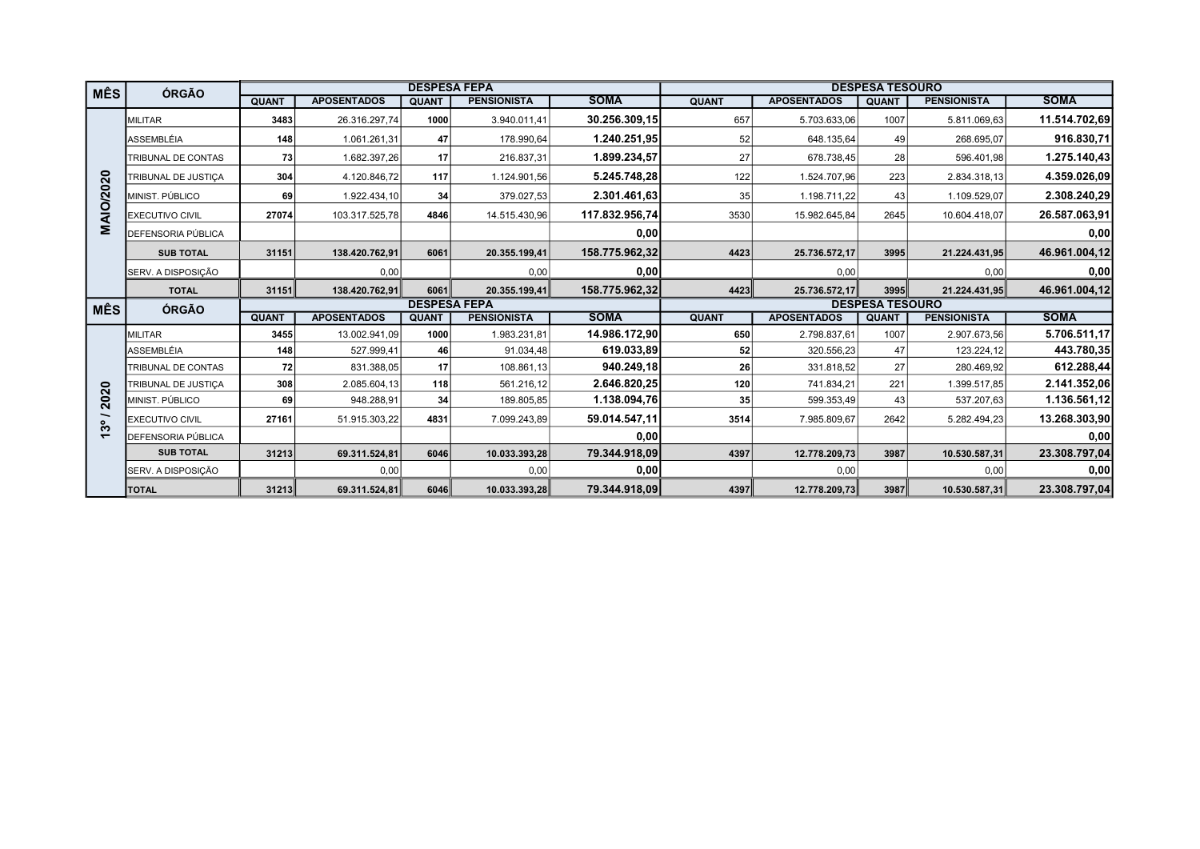| MÊS | ÓRGÃO | DESPESA FEPA | | | | | DESPESA TESOURO | | | | |
|---|---|---|---|---|---|---|---|---|---|---|---|
| | | QUANT | APOSENTADOS | QUANT | PENSIONISTA | SOMA | QUANT | APOSENTADOS | QUANT | PENSIONISTA | SOMA |
| MAIO/2020 | MILITAR | 3483 | 26.316.297,74 | 1000 | 3.940.011,41 | 30.256.309,15 | 657 | 5.703.633,06 | 1007 | 5.811.069,63 | 11.514.702,69 |
| | ASSEMBLÉIA | 148 | 1.061.261,31 | 47 | 178.990,64 | 1.240.251,95 | 52 | 648.135,64 | 49 | 268.695,07 | 916.830,71 |
| | TRIBUNAL DE CONTAS | 73 | 1.682.397,26 | 17 | 216.837,31 | 1.899.234,57 | 27 | 678.738,45 | 28 | 596.401,98 | 1.275.140,43 |
| | TRIBUNAL DE JUSTIÇA | 304 | 4.120.846,72 | 117 | 1.124.901,56 | 5.245.748,28 | 122 | 1.524.707,96 | 223 | 2.834.318,13 | 4.359.026,09 |
| | MINIST. PÚBLICO | 69 | 1.922.434,10 | 34 | 379.027,53 | 2.301.461,63 | 35 | 1.198.711,22 | 43 | 1.109.529,07 | 2.308.240,29 |
| | EXECUTIVO CIVIL | 27074 | 103.317.525,78 | 4846 | 14.515.430,96 | 117.832.956,74 | 3530 | 15.982.645,84 | 2645 | 10.604.418,07 | 26.587.063,91 |
| | DEFENSORIA PÚBLICA | | | | | 0,00 | | | | | 0,00 |
| | SUB TOTAL | 31151 | 138.420.762,91 | 6061 | 20.355.199,41 | 158.775.962,32 | 4423 | 25.736.572,17 | 3995 | 21.224.431,95 | 46.961.004,12 |
| | SERV. A DISPOSIÇÃO | | 0,00 | | 0,00 | 0,00 | | 0,00 | | 0,00 | 0,00 |
| | TOTAL | 31151 | 138.420.762,91 | 6061 | 20.355.199,41 | 158.775.962,32 | 4423 | 25.736.572,17 | 3995 | 21.224.431,95 | 46.961.004,12 |
| MÊS | ÓRGÃO | DESPESA FEPA | | | | | DESPESA TESOURO | | | | |
| | | QUANT | APOSENTADOS | QUANT | PENSIONISTA | SOMA | QUANT | APOSENTADOS | QUANT | PENSIONISTA | SOMA |
| 13º / 2020 | MILITAR | 3455 | 13.002.941,09 | 1000 | 1.983.231,81 | 14.986.172,90 | 650 | 2.798.837,61 | 1007 | 2.907.673,56 | 5.706.511,17 |
| | ASSEMBLÉIA | 148 | 527.999,41 | 46 | 91.034,48 | 619.033,89 | 52 | 320.556,23 | 47 | 123.224,12 | 443.780,35 |
| | TRIBUNAL DE CONTAS | 72 | 831.388,05 | 17 | 108.861,13 | 940.249,18 | 26 | 331.818,52 | 27 | 280.469,92 | 612.288,44 |
| | TRIBUNAL DE JUSTIÇA | 308 | 2.085.604,13 | 118 | 561.216,12 | 2.646.820,25 | 120 | 741.834,21 | 221 | 1.399.517,85 | 2.141.352,06 |
| | MINIST. PÚBLICO | 69 | 948.288,91 | 34 | 189.805,85 | 1.138.094,76 | 35 | 599.353,49 | 43 | 537.207,63 | 1.136.561,12 |
| | EXECUTIVO CIVIL | 27161 | 51.915.303,22 | 4831 | 7.099.243,89 | 59.014.547,11 | 3514 | 7.985.809,67 | 2642 | 5.282.494,23 | 13.268.303,90 |
| | DEFENSORIA PÚBLICA | | | | | 0,00 | | | | | 0,00 |
| | SUB TOTAL | 31213 | 69.311.524,81 | 6046 | 10.033.393,28 | 79.344.918,09 | 4397 | 12.778.209,73 | 3987 | 10.530.587,31 | 23.308.797,04 |
| | SERV. A DISPOSIÇÃO | | 0,00 | | 0,00 | 0,00 | | 0,00 | | 0,00 | 0,00 |
| | TOTAL | 31213 | 69.311.524,81 | 6046 | 10.033.393,28 | 79.344.918,09 | 4397 | 12.778.209,73 | 3987 | 10.530.587,31 | 23.308.797,04 |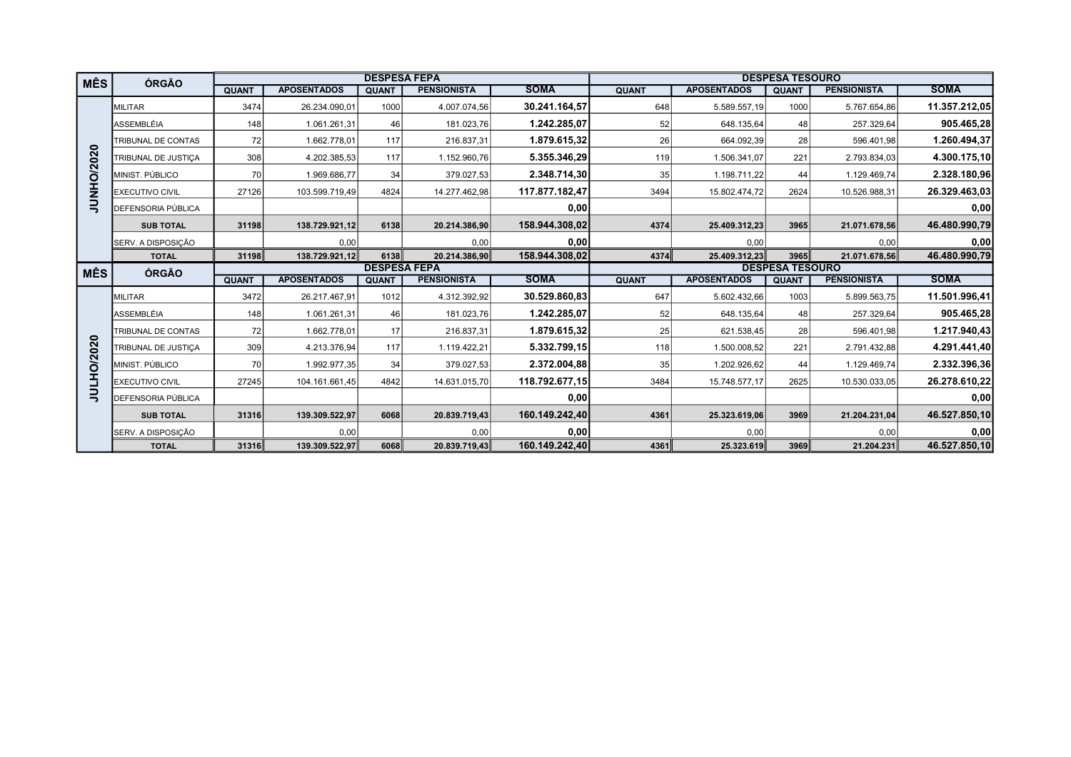| MÊS | ÓRGÃO | DESPESA FEPA | | | | | DESPESA TESOURO | | | | |
|---|---|---|---|---|---|---|---|---|---|---|---|
| | | QUANT | APOSENTADOS | QUANT | PENSIONISTA | SOMA | QUANT | APOSENTADOS | QUANT | PENSIONISTA | SOMA |
| JUNHO/2020 | MILITAR | 3474 | 26.234.090,01 | 1000 | 4.007.074,56 | **30.241.164,57** | 648 | 5.589.557,19 | 1000 | 5.767.654,86 | **11.357.212,05** |
| | ASSEMBLÉIA | 148 | 1.061.261,31 | 46 | 181.023,76 | **1.242.285,07** | 52 | 648.135,64 | 48 | 257.329,64 | **905.465,28** |
| | TRIBUNAL DE CONTAS | 72 | 1.662.778,01 | 117 | 216.837,31 | **1.879.615,32** | 26 | 664.092,39 | 28 | 596.401,98 | **1.260.494,37** |
| | TRIBUNAL DE JUSTIÇA | 308 | 4.202.385,53 | 117 | 1.152.960,76 | **5.355.346,29** | 119 | 1.506.341,07 | 221 | 2.793.834,03 | **4.300.175,10** |
| | MINIST. PÚBLICO | 70 | 1.969.686,77 | 34 | 379.027,53 | **2.348.714,30** | 35 | 1.198.711,22 | 44 | 1.129.469,74 | **2.328.180,96** |
| | EXECUTIVO CIVIL | 27126 | 103.599.719,49 | 4824 | 14.277.462,98 | **117.877.182,47** | 3494 | 15.802.474,72 | 2624 | 10.526.988,31 | **26.329.463,03** |
| | DEFENSORIA PÚBLICA | | | | | **0,00** | | | | | **0,00** |
| | **SUB TOTAL** | **31198** | **138.729.921,12** | **6138** | **20.214.386,90** | **158.944.308,02** | **4374** | **25.409.312,23** | **3965** | **21.071.678,56** | **46.480.990,79** |
| | SERV. A DISPOSIÇÃO | | 0,00 | | 0,00 | **0,00** | | 0,00 | | 0,00 | **0,00** |
| | **TOTAL** | **31198** | **138.729.921,12** | **6138** | **20.214.386,90** | **158.944.308,02** | **4374** | **25.409.312,23** | **3965** | **21.071.678,56** | **46.480.990,79** |
| **MÊS** | **ÓRGÃO** | **DESPESA FEPA** | | | | | **DESPESA TESOURO** | | | | |
| | | **QUANT** | **APOSENTADOS** | **QUANT** | **PENSIONISTA** | **SOMA** | **QUANT** | **APOSENTADOS** | **QUANT** | **PENSIONISTA** | **SOMA** |
| JULHO/2020 | MILITAR | 3472 | 26.217.467,91 | 1012 | 4.312.392,92 | **30.529.860,83** | 647 | 5.602.432,66 | 1003 | 5.899.563,75 | **11.501.996,41** |
| | ASSEMBLÉIA | 148 | 1.061.261,31 | 46 | 181.023,76 | **1.242.285,07** | 52 | 648.135,64 | 48 | 257.329,64 | **905.465,28** |
| | TRIBUNAL DE CONTAS | 72 | 1.662.778,01 | 17 | 216.837,31 | **1.879.615,32** | 25 | 621.538,45 | 28 | 596.401,98 | **1.217.940,43** |
| | TRIBUNAL DE JUSTIÇA | 309 | 4.213.376,94 | 117 | 1.119.422,21 | **5.332.799,15** | 118 | 1.500.008,52 | 221 | 2.791.432,88 | **4.291.441,40** |
| | MINIST. PÚBLICO | 70 | 1.992.977,35 | 34 | 379.027,53 | **2.372.004,88** | 35 | 1.202.926,62 | 44 | 1.129.469,74 | **2.332.396,36** |
| | EXECUTIVO CIVIL | 27245 | 104.161.661,45 | 4842 | 14.631.015,70 | **118.792.677,15** | 3484 | 15.748.577,17 | 2625 | 10.530.033,05 | **26.278.610,22** |
| | DEFENSORIA PÚBLICA | | | | | **0,00** | | | | | **0,00** |
| | **SUB TOTAL** | **31316** | **139.309.522,97** | **6068** | **20.839.719,43** | **160.149.242,40** | **4361** | **25.323.619,06** | **3969** | **21.204.231,04** | **46.527.850,10** |
| | SERV. A DISPOSIÇÃO | | 0,00 | | 0,00 | **0,00** | | 0,00 | | 0,00 | **0,00** |
| | **TOTAL** | **31316** | **139.309.522,97** | **6068** | **20.839.719,43** | **160.149.242,40** | **4361** | **25.323.619** | **3969** | **21.204.231** | **46.527.850,10** |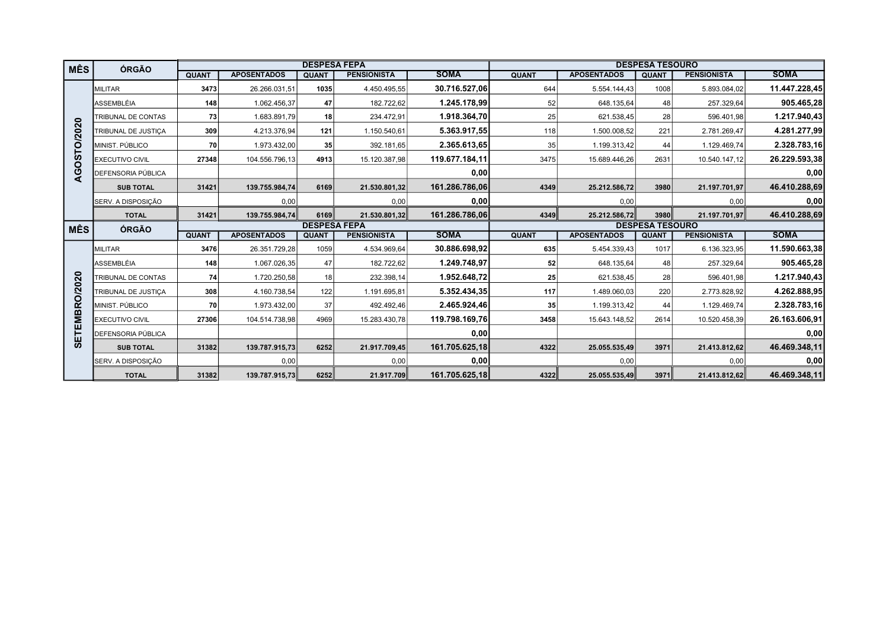| MÊS | ÓRGÃO | DESPESA FEPA | | | | | DESPESA TESOURO | | | | |
|---|---|---|---|---|---|---|---|---|---|---|---|
| | | QUANT | APOSENTADOS | QUANT | PENSIONISTA | SOMA | QUANT | APOSENTADOS | QUANT | PENSIONISTA | SOMA |
| AGOSTO/2020 | MILITAR | 3473 | 26.266.031,51 | 1035 | 4.450.495,55 | 30.716.527,06 | 644 | 5.554.144,43 | 1008 | 5.893.084,02 | 11.447.228,45 |
| | ASSEMBLÉIA | 148 | 1.062.456,37 | 47 | 182.722,62 | 1.245.178,99 | 52 | 648.135,64 | 48 | 257.329,64 | 905.465,28 |
| | TRIBUNAL DE CONTAS | 73 | 1.683.891,79 | 18 | 234.472,91 | 1.918.364,70 | 25 | 621.538,45 | 28 | 596.401,98 | 1.217.940,43 |
| | TRIBUNAL DE JUSTIÇA | 309 | 4.213.376,94 | 121 | 1.150.540,61 | 5.363.917,55 | 118 | 1.500.008,52 | 221 | 2.781.269,47 | 4.281.277,99 |
| | MINIST. PÚBLICO | 70 | 1.973.432,00 | 35 | 392.181,65 | 2.365.613,65 | 35 | 1.199.313,42 | 44 | 1.129.469,74 | 2.328.783,16 |
| | EXECUTIVO CIVIL | 27348 | 104.556.796,13 | 4913 | 15.120.387,98 | 119.677.184,11 | 3475 | 15.689.446,26 | 2631 | 10.540.147,12 | 26.229.593,38 |
| | DEFENSORIA PÚBLICA | | | | | 0,00 | | | | | 0,00 |
| | SUB TOTAL | 31421 | 139.755.984,74 | 6169 | 21.530.801,32 | 161.286.786,06 | 4349 | 25.212.586,72 | 3980 | 21.197.701,97 | 46.410.288,69 |
| | SERV. A DISPOSIÇÃO | | 0,00 | | 0,00 | 0,00 | | 0,00 | | 0,00 | 0,00 |
| | TOTAL | 31421 | 139.755.984,74 | 6169 | 21.530.801,32 | 161.286.786,06 | 4349 | 25.212.586,72 | 3980 | 21.197.701,97 | 46.410.288,69 |
| MÊS | ÓRGÃO | DESPESA FEPA | | | | | DESPESA TESOURO | | | | |
| | | QUANT | APOSENTADOS | QUANT | PENSIONISTA | SOMA | QUANT | APOSENTADOS | QUANT | PENSIONISTA | SOMA |
| SETEMBRO/2020 | MILITAR | 3476 | 26.351.729,28 | 1059 | 4.534.969,64 | 30.886.698,92 | 635 | 5.454.339,43 | 1017 | 6.136.323,95 | 11.590.663,38 |
| | ASSEMBLÉIA | 148 | 1.067.026,35 | 47 | 182.722,62 | 1.249.748,97 | 52 | 648.135,64 | 48 | 257.329,64 | 905.465,28 |
| | TRIBUNAL DE CONTAS | 74 | 1.720.250,58 | 18 | 232.398,14 | 1.952.648,72 | 25 | 621.538,45 | 28 | 596.401,98 | 1.217.940,43 |
| | TRIBUNAL DE JUSTIÇA | 308 | 4.160.738,54 | 122 | 1.191.695,81 | 5.352.434,35 | 117 | 1.489.060,03 | 220 | 2.773.828,92 | 4.262.888,95 |
| | MINIST. PÚBLICO | 70 | 1.973.432,00 | 37 | 492.492,46 | 2.465.924,46 | 35 | 1.199.313,42 | 44 | 1.129.469,74 | 2.328.783,16 |
| | EXECUTIVO CIVIL | 27306 | 104.514.738,98 | 4969 | 15.283.430,78 | 119.798.169,76 | 3458 | 15.643.148,52 | 2614 | 10.520.458,39 | 26.163.606,91 |
| | DEFENSORIA PÚBLICA | | | | | 0,00 | | | | | 0,00 |
| | SUB TOTAL | 31382 | 139.787.915,73 | 6252 | 21.917.709,45 | 161.705.625,18 | 4322 | 25.055.535,49 | 3971 | 21.413.812,62 | 46.469.348,11 |
| | SERV. A DISPOSIÇÃO | | 0,00 | | 0,00 | 0,00 | | 0,00 | | 0,00 | 0,00 |
| | TOTAL | 31382 | 139.787.915,73 | 6252 | 21.917.709 | 161.705.625,18 | 4322 | 25.055.535,49 | 3971 | 21.413.812,62 | 46.469.348,11 |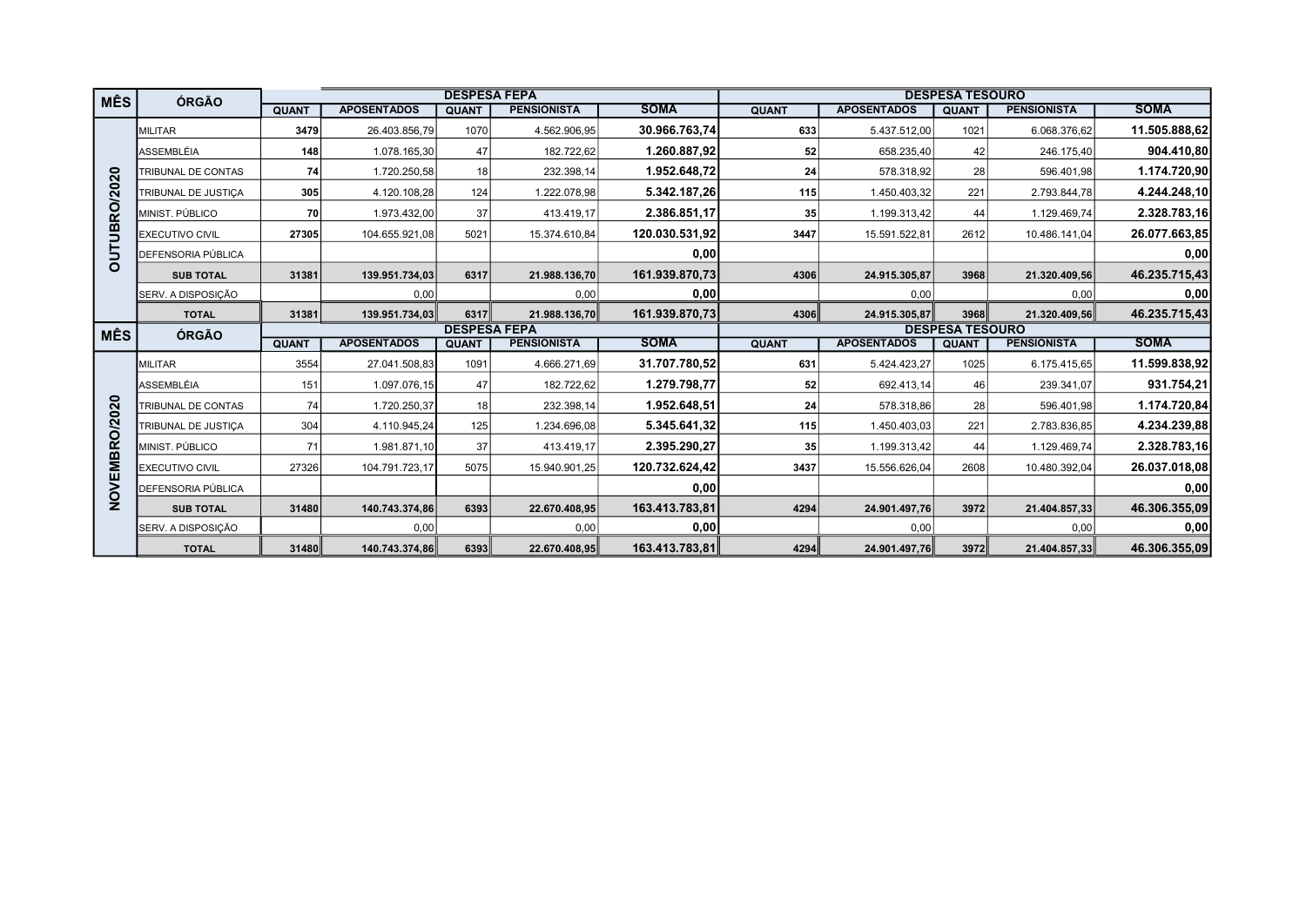| MÊS | ÓRGÃO | DESPESA FEPA | | | | | DESPESA TESOURO | | | | |
|---|---|---|---|---|---|---|---|---|---|---|---|
| | | QUANT | APOSENTADOS | QUANT | PENSIONISTA | SOMA | QUANT | APOSENTADOS | QUANT | PENSIONISTA | SOMA |
| OUTUBRO/2020 | MILITAR | 3479 | 26.403.856,79 | 1070 | 4.562.906,95 | 30.966.763,74 | 633 | 5.437.512,00 | 1021 | 6.068.376,62 | 11.505.888,62 |
| | ASSEMBLÉIA | 148 | 1.078.165,30 | 47 | 182.722,62 | 1.260.887,92 | 52 | 658.235,40 | 42 | 246.175,40 | 904.410,80 |
| | TRIBUNAL DE CONTAS | 74 | 1.720.250,58 | 18 | 232.398,14 | 1.952.648,72 | 24 | 578.318,92 | 28 | 596.401,98 | 1.174.720,90 |
| | TRIBUNAL DE JUSTIÇA | 305 | 4.120.108,28 | 124 | 1.222.078,98 | 5.342.187,26 | 115 | 1.450.403,32 | 221 | 2.793.844,78 | 4.244.248,10 |
| | MINIST. PÚBLICO | 70 | 1.973.432,00 | 37 | 413.419,17 | 2.386.851,17 | 35 | 1.199.313,42 | 44 | 1.129.469,74 | 2.328.783,16 |
| | EXECUTIVO CIVIL | 27305 | 104.655.921,08 | 5021 | 15.374.610,84 | 120.030.531,92 | 3447 | 15.591.522,81 | 2612 | 10.486.141,04 | 26.077.663,85 |
| | DEFENSORIA PÚBLICA | | | | | 0,00 | | | | | 0,00 |
| | SUB TOTAL | 31381 | 139.951.734,03 | 6317 | 21.988.136,70 | 161.939.870,73 | 4306 | 24.915.305,87 | 3968 | 21.320.409,56 | 46.235.715,43 |
| | SERV. A DISPOSIÇÃO | | 0,00 | | 0,00 | 0,00 | | 0,00 | | 0,00 | 0,00 |
| | TOTAL | 31381 | 139.951.734,03 | 6317 | 21.988.136,70 | 161.939.870,73 | 4306 | 24.915.305,87 | 3968 | 21.320.409,56 | 46.235.715,43 |

| MÊS | ÓRGÃO | DESPESA FEPA | | | | | DESPESA TESOURO | | | | |
|---|---|---|---|---|---|---|---|---|---|---|---|
| | | QUANT | APOSENTADOS | QUANT | PENSIONISTA | SOMA | QUANT | APOSENTADOS | QUANT | PENSIONISTA | SOMA |
| NOVEMBRO/2020 | MILITAR | 3554 | 27.041.508,83 | 1091 | 4.666.271,69 | 31.707.780,52 | 631 | 5.424.423,27 | 1025 | 6.175.415,65 | 11.599.838,92 |
| | ASSEMBLÉIA | 151 | 1.097.076,15 | 47 | 182.722,62 | 1.279.798,77 | 52 | 692.413,14 | 46 | 239.341,07 | 931.754,21 |
| | TRIBUNAL DE CONTAS | 74 | 1.720.250,37 | 18 | 232.398,14 | 1.952.648,51 | 24 | 578.318,86 | 28 | 596.401,98 | 1.174.720,84 |
| | TRIBUNAL DE JUSTIÇA | 304 | 4.110.945,24 | 125 | 1.234.696,08 | 5.345.641,32 | 115 | 1.450.403,03 | 221 | 2.783.836,85 | 4.234.239,88 |
| | MINIST. PÚBLICO | 71 | 1.981.871,10 | 37 | 413.419,17 | 2.395.290,27 | 35 | 1.199.313,42 | 44 | 1.129.469,74 | 2.328.783,16 |
| | EXECUTIVO CIVIL | 27326 | 104.791.723,17 | 5075 | 15.940.901,25 | 120.732.624,42 | 3437 | 15.556.626,04 | 2608 | 10.480.392,04 | 26.037.018,08 |
| | DEFENSORIA PÚBLICA | | | | | 0,00 | | | | | 0,00 |
| | SUB TOTAL | 31480 | 140.743.374,86 | 6393 | 22.670.408,95 | 163.413.783,81 | 4294 | 24.901.497,76 | 3972 | 21.404.857,33 | 46.306.355,09 |
| | SERV. A DISPOSIÇÃO | | 0,00 | | 0,00 | 0,00 | | 0,00 | | 0,00 | 0,00 |
| | TOTAL | 31480 | 140.743.374,86 | 6393 | 22.670.408,95 | 163.413.783,81 | 4294 | 24.901.497,76 | 3972 | 21.404.857,33 | 46.306.355,09 |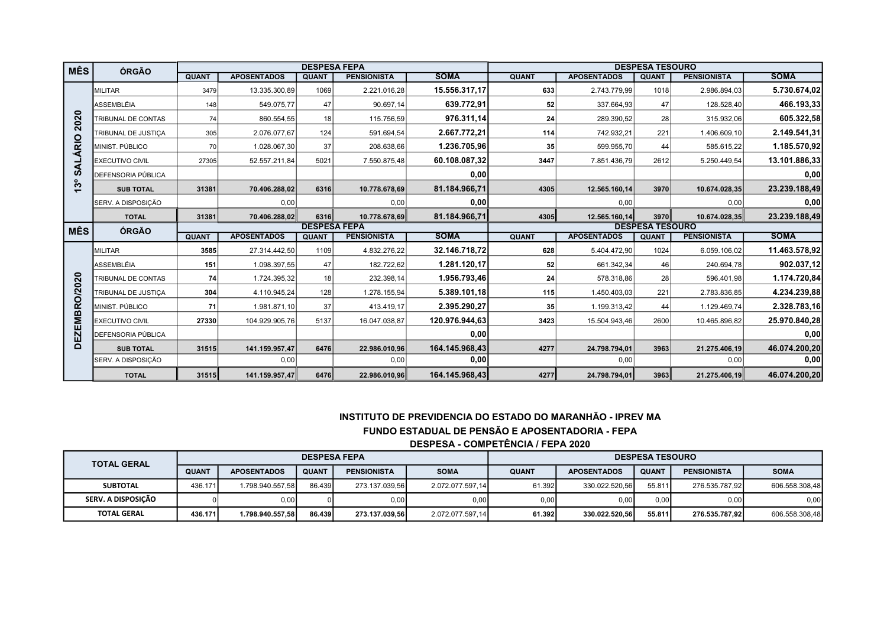| MÊS | ÓRGÃO | DESPESA FEPA | | | | | DESPESA TESOURO | | | | |
|---|---|---|---|---|---|---|---|---|---|---|---|
| | | QUANT | APOSENTADOS | QUANT | PENSIONISTA | SOMA | QUANT | APOSENTADOS | QUANT | PENSIONISTA | SOMA |
| 13° SALÁRIO 2020 | MILITAR | 3479 | 13.335.300,89 | 1069 | 2.221.016,28 | **15.556.317,17** | **633** | 2.743.779,99 | 1018 | 2.986.894,03 | **5.730.674,02** |
| | ASSEMBLÉIA | 148 | 549.075,77 | 47 | 90.697,14 | **639.772,91** | **52** | 337.664,93 | 47 | 128.528,40 | **466.193,33** |
| | TRIBUNAL DE CONTAS | 74 | 860.554,55 | 18 | 115.756,59 | **976.311,14** | **24** | 289.390,52 | 28 | 315.932,06 | **605.322,58** |
| | TRIBUNAL DE JUSTIÇA | 305 | 2.076.077,67 | 124 | 591.694,54 | **2.667.772,21** | **114** | 742.932,21 | 221 | 1.406.609,10 | **2.149.541,31** |
| | MINIST. PÚBLICO | 70 | 1.028.067,30 | 37 | 208.638,66 | **1.236.705,96** | **35** | 599.955,70 | 44 | 585.615,22 | **1.185.570,92** |
| | EXECUTIVO CIVIL | 27305 | 52.557.211,84 | 5021 | 7.550.875,48 | **60.108.087,32** | **3447** | 7.851.436,79 | 2612 | 5.250.449,54 | **13.101.886,33** |
| | DEFENSORIA PÚBLICA | | | | | **0,00** | | | | | **0,00** |
| | **SUB TOTAL** | **31381** | **70.406.288,02** | **6316** | **10.778.678,69** | **81.184.966,71** | **4305** | **12.565.160,14** | **3970** | **10.674.028,35** | **23.239.188,49** |
| | SERV. A DISPOSIÇÃO | | 0,00 | | 0,00 | **0,00** | | 0,00 | | 0,00 | **0,00** |
| | **TOTAL** | **31381** | **70.406.288,02** | **6316** | **10.778.678,69** | **81.184.966,71** | **4305** | **12.565.160,14** | **3970** | **10.674.028,35** | **23.239.188,49** |
| **MÊS** | **ÓRGÃO** | **DESPESA FEPA** | | | | | **DESPESA TESOURO** | | | | |
| | | **QUANT** | **APOSENTADOS** | **QUANT** | **PENSIONISTA** | **SOMA** | **QUANT** | **APOSENTADOS** | **QUANT** | **PENSIONISTA** | **SOMA** |
| DEZEMBRO/2020 | MILITAR | **3585** | 27.314.442,50 | 1109 | 4.832.276,22 | **32.146.718,72** | **628** | 5.404.472,90 | 1024 | 6.059.106,02 | **11.463.578,92** |
| | ASSEMBLÉIA | **151** | 1.098.397,55 | 47 | 182.722,62 | **1.281.120,17** | **52** | 661.342,34 | 46 | 240.694,78 | **902.037,12** |
| | TRIBUNAL DE CONTAS | **74** | 1.724.395,32 | 18 | 232.398,14 | **1.956.793,46** | **24** | 578.318,86 | 28 | 596.401,98 | **1.174.720,84** |
| | TRIBUNAL DE JUSTIÇA | **304** | 4.110.945,24 | 128 | 1.278.155,94 | **5.389.101,18** | **115** | 1.450.403,03 | 221 | 2.783.836,85 | **4.234.239,88** |
| | MINIST. PÚBLICO | **71** | 1.981.871,10 | 37 | 413.419,17 | **2.395.290,27** | **35** | 1.199.313,42 | 44 | 1.129.469,74 | **2.328.783,16** |
| | EXECUTIVO CIVIL | **27330** | 104.929.905,76 | 5137 | 16.047.038,87 | **120.976.944,63** | **3423** | 15.504.943,46 | 2600 | 10.465.896,82 | **25.970.840,28** |
| | DEFENSORIA PÚBLICA | | | | | **0,00** | | | | | **0,00** |
| | **SUB TOTAL** | **31515** | **141.159.957,47** | **6476** | **22.986.010,96** | **164.145.968,43** | **4277** | **24.798.794,01** | **3963** | **21.275.406,19** | **46.074.200,20** |
| | SERV. A DISPOSIÇÃO | | 0,00 | | 0,00 | **0,00** | | 0,00 | | 0,00 | **0,00** |
| | **TOTAL** | **31515** | **141.159.957,47** | **6476** | **22.986.010,96** | **164.145.968,43** | **4277** | **24.798.794,01** | **3963** | **21.275.406,19** | **46.074.200,20** |

**INSTITUTO DE PREVIDENCIA DO ESTADO DO MARANHÃO - IPREV MA**

**FUNDO ESTADUAL DE PENSÃO E APOSENTADORIA - FEPA**

**DESPESA - COMPETÊNCIA / FEPA 2020**

| TOTAL GERAL | DESPESA FEPA | | | | | DESPESA TESOURO | | | | |
|---|---|---|---|---|---|---|---|---|---|---|
| | QUANT | APOSENTADOS | QUANT | PENSIONISTA | SOMA | QUANT | APOSENTADOS | QUANT | PENSIONISTA | SOMA |
| **SUBTOTAL** | 436.171 | 1.798.940.557,58 | 86.439 | 273.137.039,56 | 2.072.077.597,14 | 61.392 | 330.022.520,56 | 55.811 | 276.535.787,92 | 606.558.308,48 |
| **SERV. A DISPOSIÇÃO** | 0 | 0,00 | 0 | 0,00 | 0,00 | 0,00 | 0,00 | 0,00 | 0,00 | 0,00 |
| **TOTAL GERAL** | **436.171** | **1.798.940.557,58** | **86.439** | **273.137.039,56** | 2.072.077.597,14 | **61.392** | **330.022.520,56** | **55.811** | **276.535.787,92** | 606.558.308,48 |